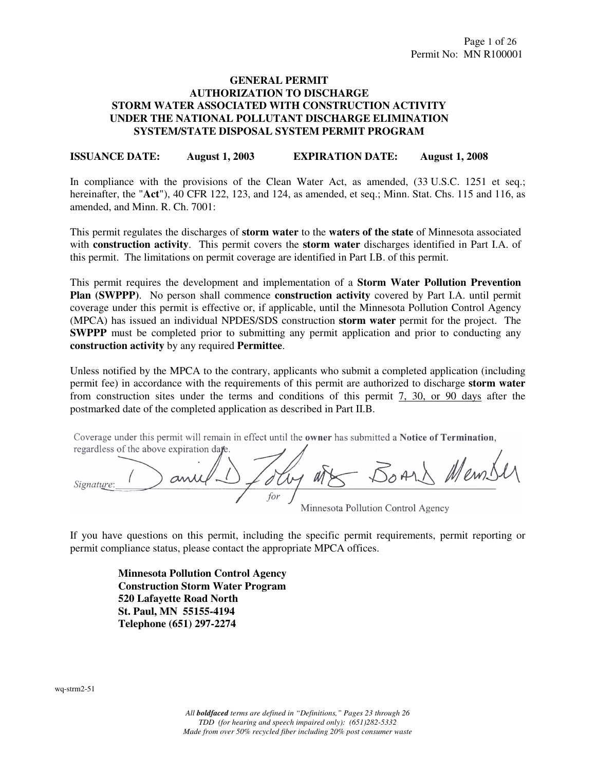Permit No: MN R100001

# GENERAL PERMIT
# AUTHORIZATION TO DISCHARGE
# STORM WATER ASSOCIATED WITH CONSTRUCTION ACTIVITY
# UNDER THE NATIONAL POLLUTANT DISCHARGE ELIMINATION SYSTEM/STATE DISPOSAL SYSTEM PERMIT PROGRAM

**ISSUANCE DATE: August 1, 2003 EXPIRATION DATE: August 1, 2008**

In compliance with the provisions of the Clean Water Act, as amended, (33 U.S.C. 1251 et seq.; hereinafter, the "**Act**"), 40 CFR 122, 123, and 124, as amended, et seq.; Minn. Stat. Chs. 115 and 116, as amended, and Minn. R. Ch. 7001:

This permit regulates the discharges of **storm water** to the **waters of the state** of Minnesota associated with **construction activity**. This permit covers the **storm water** discharges identified in Part I.A. of this permit. The limitations on permit coverage are identified in Part I.B. of this permit.

This permit requires the development and implementation of a **Storm Water Pollution Prevention Plan (SWPPP)**. No person shall commence **construction activity** covered by Part I.A. until permit coverage under this permit is effective or, if applicable, until the Minnesota Pollution Control Agency (MPCA) has issued an individual NPDES/SDS construction **storm water** permit for the project. The **SWPPP** must be completed prior to submitting any permit application and prior to conducting any **construction activity** by any required **Permittee**.

Unless notified by the MPCA to the contrary, applicants who submit a completed application (including permit fee) in accordance with the requirements of this permit are authorized to discharge **storm water** from construction sites under the terms and conditions of this permit <u>7, 30, or 90 days</u> after the postmarked date of the completed application as described in Part II.B.

Coverage under this permit will remain in effect until the **owner** has submitted a **Notice of Termination**, regardless of the above expiration date.

*Signature*: Daniel D. Foley as Board Member
*for* Minnesota Pollution Control Agency

If you have questions on this permit, including the specific permit requirements, permit reporting or permit compliance status, please contact the appropriate MPCA offices.

**Minnesota Pollution Control Agency**
**Construction Storm Water Program**
**520 Lafayette Road North**
**St. Paul, MN 55155-4194**
**Telephone (651) 297-2274**

wq-strm2-51

*All **boldfaced** terms are defined in "Definitions," Pages 23 through 26*
*TDD (for hearing and speech impaired only): (651)282-5332*
*Made from over 50% recycled fiber including 20% post consumer waste*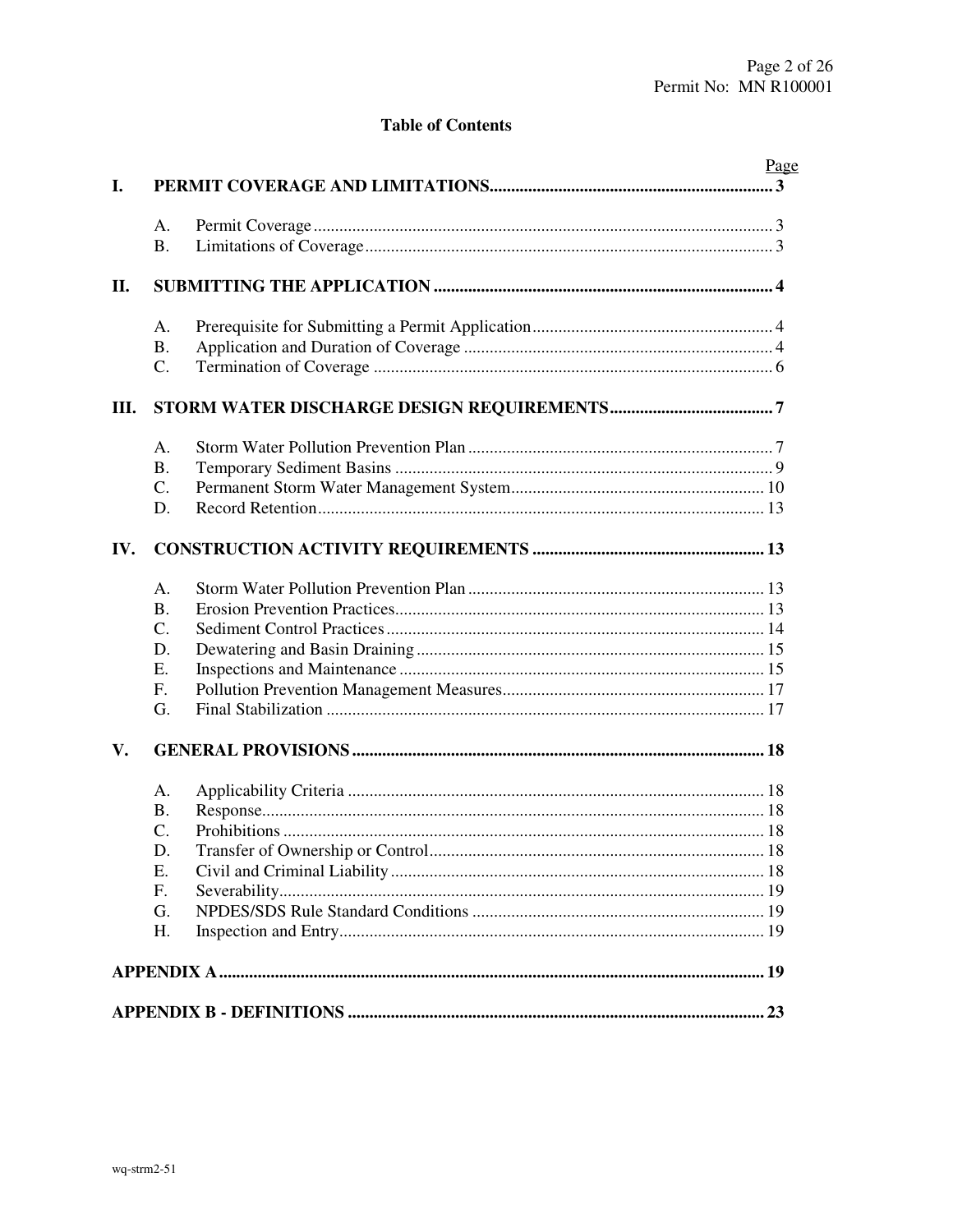## Table of Contents

| | | Page |
|---|---|---|
| **I.** | **PERMIT COVERAGE AND LIMITATIONS** | **3** |
| | A. Permit Coverage | 3 |
| | B. Limitations of Coverage | 3 |
| **II.** | **SUBMITTING THE APPLICATION** | **4** |
| | A. Prerequisite for Submitting a Permit Application | 4 |
| | B. Application and Duration of Coverage | 4 |
| | C. Termination of Coverage | 6 |
| **III.** | **STORM WATER DISCHARGE DESIGN REQUIREMENTS** | **7** |
| | A. Storm Water Pollution Prevention Plan | 7 |
| | B. Temporary Sediment Basins | 9 |
| | C. Permanent Storm Water Management System | 10 |
| | D. Record Retention | 13 |
| **IV.** | **CONSTRUCTION ACTIVITY REQUIREMENTS** | **13** |
| | A. Storm Water Pollution Prevention Plan | 13 |
| | B. Erosion Prevention Practices | 13 |
| | C. Sediment Control Practices | 14 |
| | D. Dewatering and Basin Draining | 15 |
| | E. Inspections and Maintenance | 15 |
| | F. Pollution Prevention Management Measures | 17 |
| | G. Final Stabilization | 17 |
| **V.** | **GENERAL PROVISIONS** | **18** |
| | A. Applicability Criteria | 18 |
| | B. Response | 18 |
| | C. Prohibitions | 18 |
| | D. Transfer of Ownership or Control | 18 |
| | E. Civil and Criminal Liability | 18 |
| | F. Severability | 19 |
| | G. NPDES/SDS Rule Standard Conditions | 19 |
| | H. Inspection and Entry | 19 |
| | **APPENDIX A** | **19** |
| | **APPENDIX B - DEFINITIONS** | **23** |

wq-strm2-51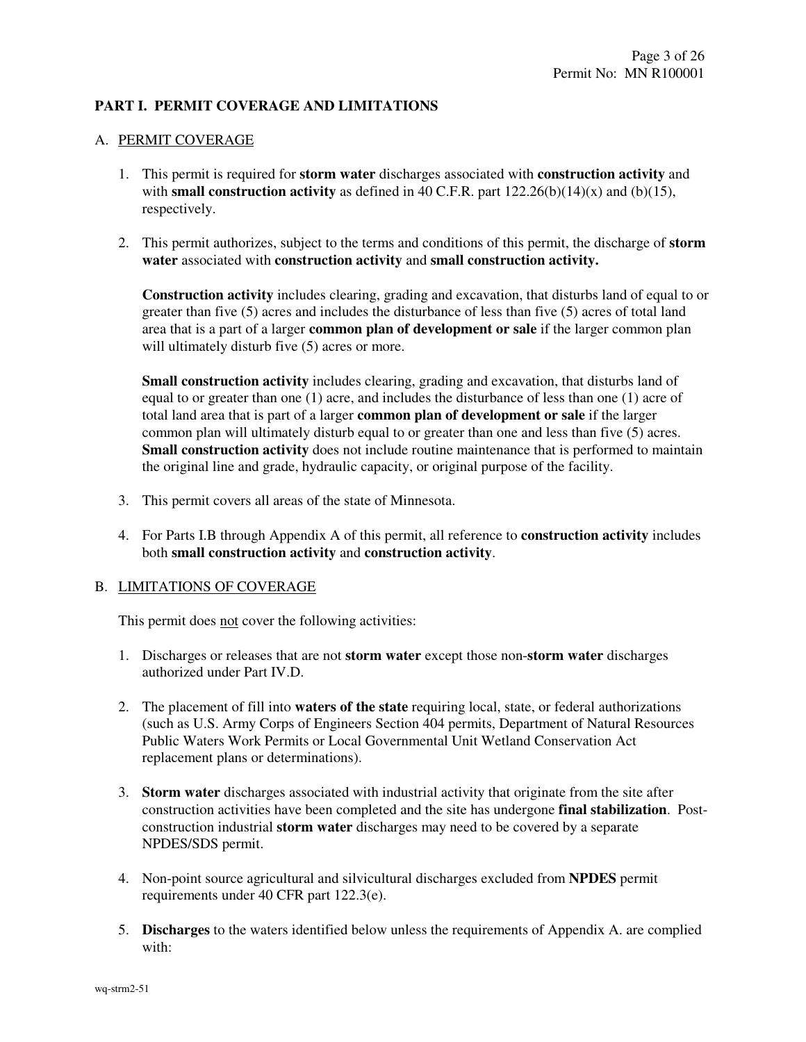## PART I. PERMIT COVERAGE AND LIMITATIONS

### A. PERMIT COVERAGE

1. This permit is required for **storm water** discharges associated with **construction activity** and with **small construction activity** as defined in 40 C.F.R. part 122.26(b)(14)(x) and (b)(15), respectively.

2. This permit authorizes, subject to the terms and conditions of this permit, the discharge of **storm water** associated with **construction activity** and **small construction activity.**

   **Construction activity** includes clearing, grading and excavation, that disturbs land of equal to or greater than five (5) acres and includes the disturbance of less than five (5) acres of total land area that is a part of a larger **common plan of development or sale** if the larger common plan will ultimately disturb five (5) acres or more.

   **Small construction activity** includes clearing, grading and excavation, that disturbs land of equal to or greater than one (1) acre, and includes the disturbance of less than one (1) acre of total land area that is part of a larger **common plan of development or sale** if the larger common plan will ultimately disturb equal to or greater than one and less than five (5) acres. **Small construction activity** does not include routine maintenance that is performed to maintain the original line and grade, hydraulic capacity, or original purpose of the facility.

3. This permit covers all areas of the state of Minnesota.

4. For Parts I.B through Appendix A of this permit, all reference to **construction activity** includes both **small construction activity** and **construction activity**.

### B. LIMITATIONS OF COVERAGE

This permit does not cover the following activities:

1. Discharges or releases that are not **storm water** except those non-**storm water** discharges authorized under Part IV.D.

2. The placement of fill into **waters of the state** requiring local, state, or federal authorizations (such as U.S. Army Corps of Engineers Section 404 permits, Department of Natural Resources Public Waters Work Permits or Local Governmental Unit Wetland Conservation Act replacement plans or determinations).

3. **Storm water** discharges associated with industrial activity that originate from the site after construction activities have been completed and the site has undergone **final stabilization**. Post-construction industrial **storm water** discharges may need to be covered by a separate NPDES/SDS permit.

4. Non-point source agricultural and silvicultural discharges excluded from **NPDES** permit requirements under 40 CFR part 122.3(e).

5. **Discharges** to the waters identified below unless the requirements of Appendix A. are complied with: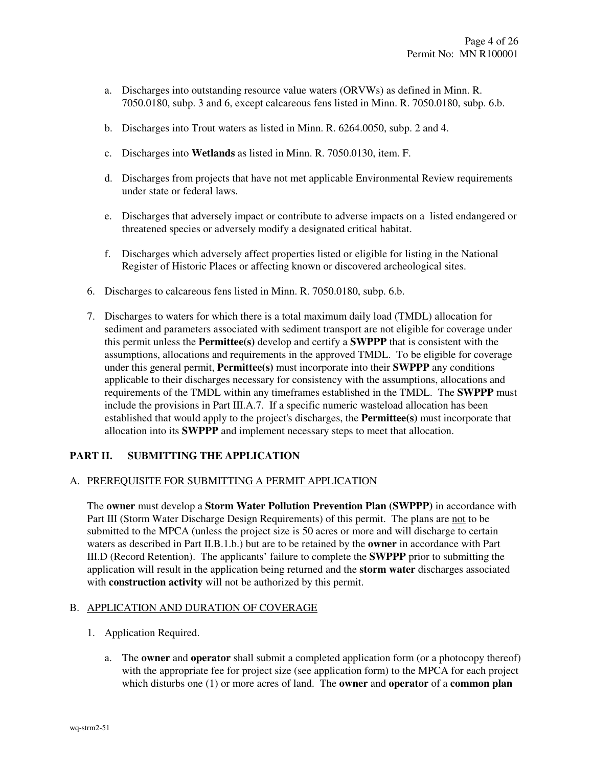a. Discharges into outstanding resource value waters (ORVWs) as defined in Minn. R. 7050.0180, subp. 3 and 6, except calcareous fens listed in Minn. R. 7050.0180, subp. 6.b.

b. Discharges into Trout waters as listed in Minn. R. 6264.0050, subp. 2 and 4.

c. Discharges into **Wetlands** as listed in Minn. R. 7050.0130, item. F.

d. Discharges from projects that have not met applicable Environmental Review requirements under state or federal laws.

e. Discharges that adversely impact or contribute to adverse impacts on a listed endangered or threatened species or adversely modify a designated critical habitat.

f. Discharges which adversely affect properties listed or eligible for listing in the National Register of Historic Places or affecting known or discovered archeological sites.

6. Discharges to calcareous fens listed in Minn. R. 7050.0180, subp. 6.b.

7. Discharges to waters for which there is a total maximum daily load (TMDL) allocation for sediment and parameters associated with sediment transport are not eligible for coverage under this permit unless the **Permittee(s)** develop and certify a **SWPPP** that is consistent with the assumptions, allocations and requirements in the approved TMDL. To be eligible for coverage under this general permit, **Permittee(s)** must incorporate into their **SWPPP** any conditions applicable to their discharges necessary for consistency with the assumptions, allocations and requirements of the TMDL within any timeframes established in the TMDL. The **SWPPP** must include the provisions in Part III.A.7. If a specific numeric wasteload allocation has been established that would apply to the project's discharges, the **Permittee(s)** must incorporate that allocation into its **SWPPP** and implement necessary steps to meet that allocation.

## PART II. SUBMITTING THE APPLICATION

### A. PREREQUISITE FOR SUBMITTING A PERMIT APPLICATION

The **owner** must develop a **Storm Water Pollution Prevention Plan (SWPPP)** in accordance with Part III (Storm Water Discharge Design Requirements) of this permit. The plans are not to be submitted to the MPCA (unless the project size is 50 acres or more and will discharge to certain waters as described in Part II.B.1.b.) but are to be retained by the **owner** in accordance with Part III.D (Record Retention). The applicants' failure to complete the **SWPPP** prior to submitting the application will result in the application being returned and the **storm water** discharges associated with **construction activity** will not be authorized by this permit.

### B. APPLICATION AND DURATION OF COVERAGE

1. Application Required.

   a. The **owner** and **operator** shall submit a completed application form (or a photocopy thereof) with the appropriate fee for project size (see application form) to the MPCA for each project which disturbs one (1) or more acres of land. The **owner** and **operator** of a **common plan**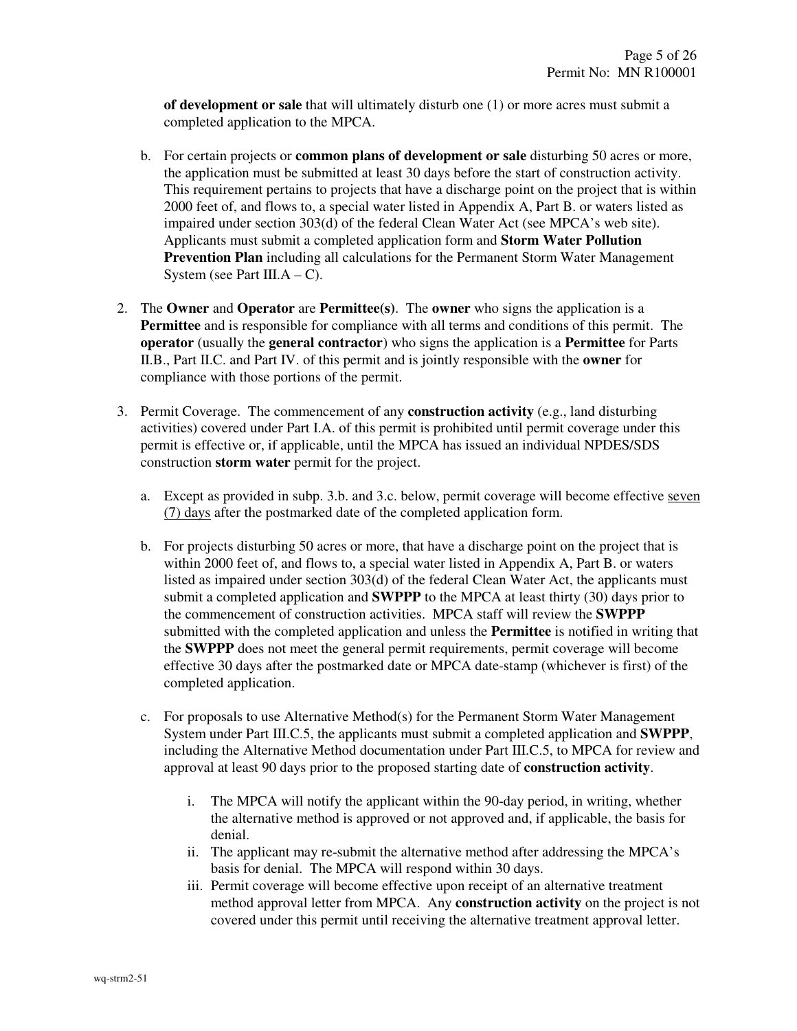**of development or sale** that will ultimately disturb one (1) or more acres must submit a completed application to the MPCA.

b. For certain projects or **common plans of development or sale** disturbing 50 acres or more, the application must be submitted at least 30 days before the start of construction activity. This requirement pertains to projects that have a discharge point on the project that is within 2000 feet of, and flows to, a special water listed in Appendix A, Part B. or waters listed as impaired under section 303(d) of the federal Clean Water Act (see MPCA's web site). Applicants must submit a completed application form and **Storm Water Pollution Prevention Plan** including all calculations for the Permanent Storm Water Management System (see Part III.A – C).

2. The **Owner** and **Operator** are **Permittee(s)**. The **owner** who signs the application is a **Permittee** and is responsible for compliance with all terms and conditions of this permit. The **operator** (usually the **general contractor**) who signs the application is a **Permittee** for Parts II.B., Part II.C. and Part IV. of this permit and is jointly responsible with the **owner** for compliance with those portions of the permit.

3. Permit Coverage. The commencement of any **construction activity** (e.g., land disturbing activities) covered under Part I.A. of this permit is prohibited until permit coverage under this permit is effective or, if applicable, until the MPCA has issued an individual NPDES/SDS construction **storm water** permit for the project.

   a. Except as provided in subp. 3.b. and 3.c. below, permit coverage will become effective seven (7) days after the postmarked date of the completed application form.

   b. For projects disturbing 50 acres or more, that have a discharge point on the project that is within 2000 feet of, and flows to, a special water listed in Appendix A, Part B. or waters listed as impaired under section 303(d) of the federal Clean Water Act, the applicants must submit a completed application and **SWPPP** to the MPCA at least thirty (30) days prior to the commencement of construction activities. MPCA staff will review the **SWPPP** submitted with the completed application and unless the **Permittee** is notified in writing that the **SWPPP** does not meet the general permit requirements, permit coverage will become effective 30 days after the postmarked date or MPCA date-stamp (whichever is first) of the completed application.

   c. For proposals to use Alternative Method(s) for the Permanent Storm Water Management System under Part III.C.5, the applicants must submit a completed application and **SWPPP**, including the Alternative Method documentation under Part III.C.5, to MPCA for review and approval at least 90 days prior to the proposed starting date of **construction activity**.

      i. The MPCA will notify the applicant within the 90-day period, in writing, whether the alternative method is approved or not approved and, if applicable, the basis for denial.

      ii. The applicant may re-submit the alternative method after addressing the MPCA's basis for denial. The MPCA will respond within 30 days.

      iii. Permit coverage will become effective upon receipt of an alternative treatment method approval letter from MPCA. Any **construction activity** on the project is not covered under this permit until receiving the alternative treatment approval letter.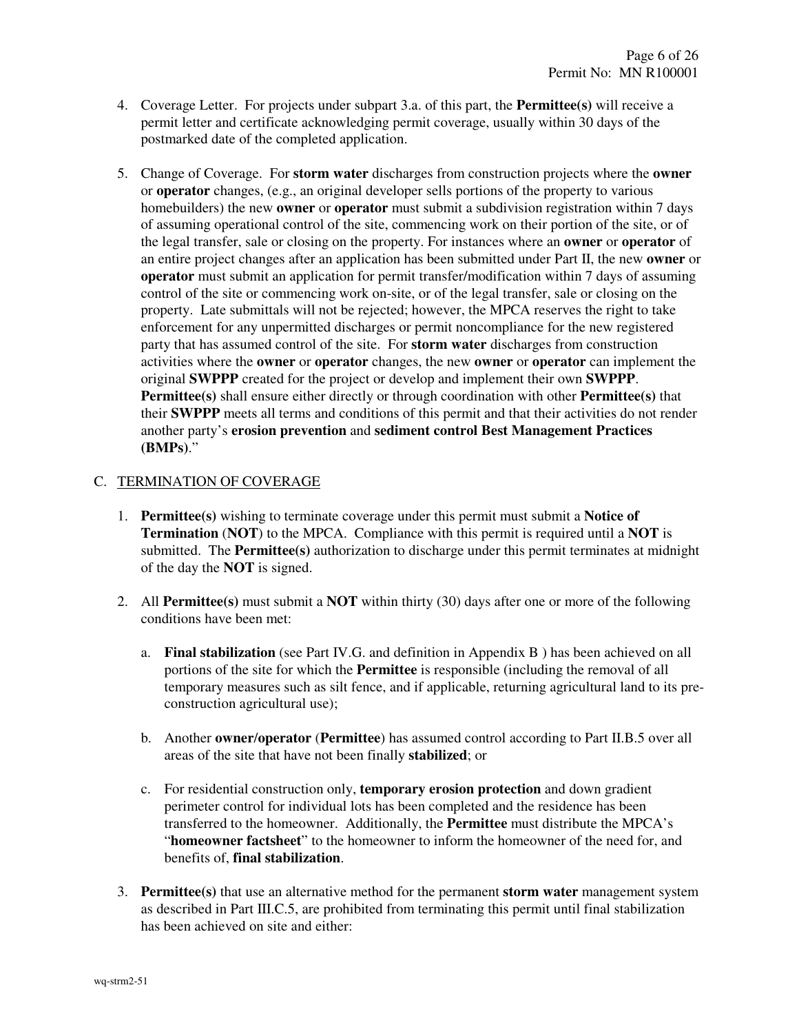4. Coverage Letter. For projects under subpart 3.a. of this part, the **Permittee(s)** will receive a permit letter and certificate acknowledging permit coverage, usually within 30 days of the postmarked date of the completed application.

5. Change of Coverage. For **storm water** discharges from construction projects where the **owner** or **operator** changes, (e.g., an original developer sells portions of the property to various homebuilders) the new **owner** or **operator** must submit a subdivision registration within 7 days of assuming operational control of the site, commencing work on their portion of the site, or of the legal transfer, sale or closing on the property. For instances where an **owner** or **operator** of an entire project changes after an application has been submitted under Part II, the new **owner** or **operator** must submit an application for permit transfer/modification within 7 days of assuming control of the site or commencing work on-site, or of the legal transfer, sale or closing on the property. Late submittals will not be rejected; however, the MPCA reserves the right to take enforcement for any unpermitted discharges or permit noncompliance for the new registered party that has assumed control of the site. For **storm water** discharges from construction activities where the **owner** or **operator** changes, the new **owner** or **operator** can implement the original **SWPPP** created for the project or develop and implement their own **SWPPP**. **Permittee(s)** shall ensure either directly or through coordination with other **Permittee(s)** that their **SWPPP** meets all terms and conditions of this permit and that their activities do not render another party's **erosion prevention** and **sediment control Best Management Practices (BMPs)**."

C. TERMINATION OF COVERAGE

1. **Permittee(s)** wishing to terminate coverage under this permit must submit a **Notice of Termination** (**NOT**) to the MPCA. Compliance with this permit is required until a **NOT** is submitted. The **Permittee(s)** authorization to discharge under this permit terminates at midnight of the day the **NOT** is signed.

2. All **Permittee(s)** must submit a **NOT** within thirty (30) days after one or more of the following conditions have been met:

   a. **Final stabilization** (see Part IV.G. and definition in Appendix B ) has been achieved on all portions of the site for which the **Permittee** is responsible (including the removal of all temporary measures such as silt fence, and if applicable, returning agricultural land to its pre-construction agricultural use);

   b. Another **owner/operator** (**Permittee**) has assumed control according to Part II.B.5 over all areas of the site that have not been finally **stabilized**; or

   c. For residential construction only, **temporary erosion protection** and down gradient perimeter control for individual lots has been completed and the residence has been transferred to the homeowner. Additionally, the **Permittee** must distribute the MPCA's "**homeowner factsheet**" to the homeowner to inform the homeowner of the need for, and benefits of, **final stabilization**.

3. **Permittee(s)** that use an alternative method for the permanent **storm water** management system as described in Part III.C.5, are prohibited from terminating this permit until final stabilization has been achieved on site and either: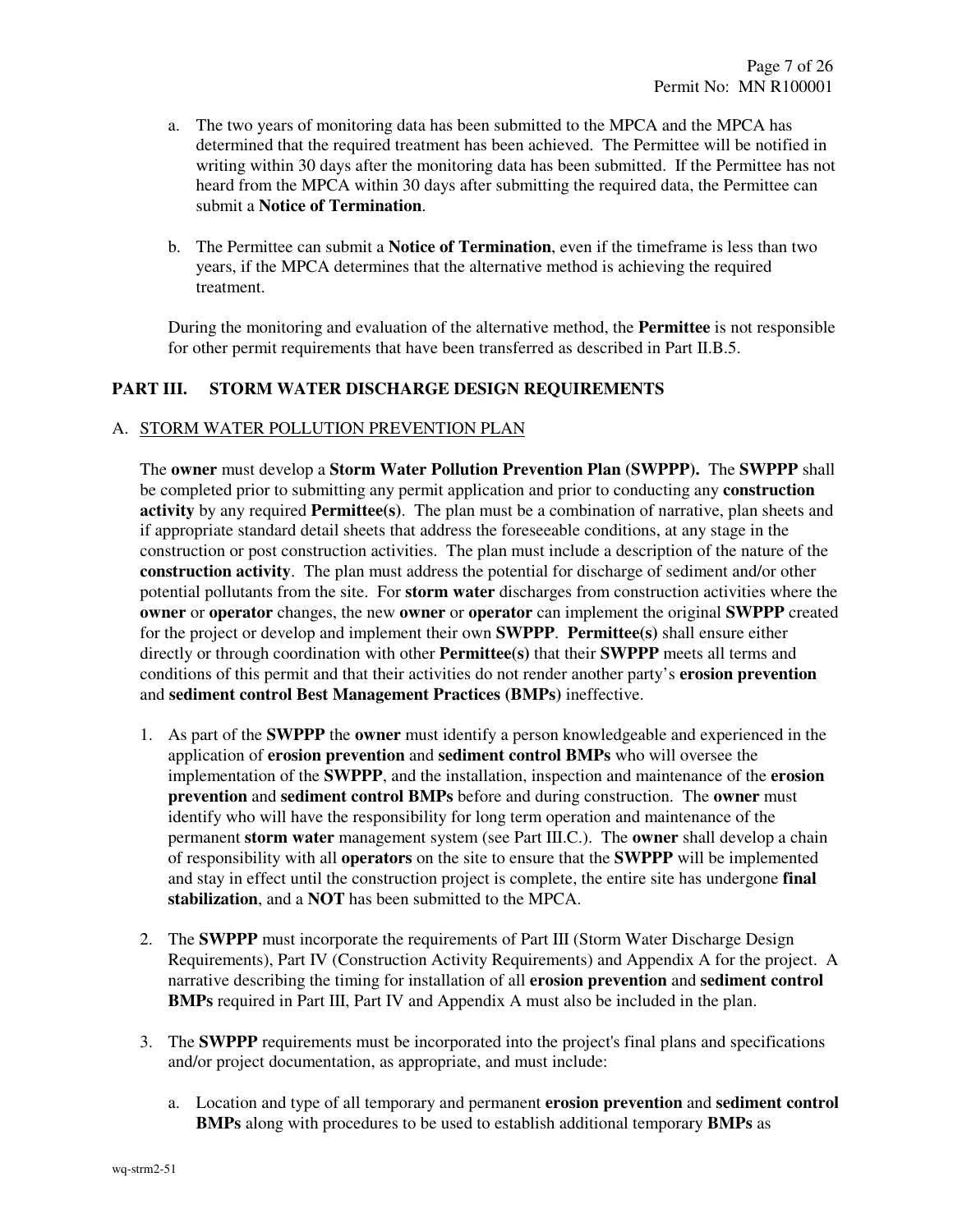a. The two years of monitoring data has been submitted to the MPCA and the MPCA has determined that the required treatment has been achieved. The Permittee will be notified in writing within 30 days after the monitoring data has been submitted. If the Permittee has not heard from the MPCA within 30 days after submitting the required data, the Permittee can submit a **Notice of Termination**.

b. The Permittee can submit a **Notice of Termination**, even if the timeframe is less than two years, if the MPCA determines that the alternative method is achieving the required treatment.

During the monitoring and evaluation of the alternative method, the **Permittee** is not responsible for other permit requirements that have been transferred as described in Part II.B.5.

## PART III. STORM WATER DISCHARGE DESIGN REQUIREMENTS

### A. STORM WATER POLLUTION PREVENTION PLAN

The **owner** must develop a **Storm Water Pollution Prevention Plan (SWPPP).** The **SWPPP** shall be completed prior to submitting any permit application and prior to conducting any **construction activity** by any required **Permittee(s)**. The plan must be a combination of narrative, plan sheets and if appropriate standard detail sheets that address the foreseeable conditions, at any stage in the construction or post construction activities. The plan must include a description of the nature of the **construction activity**. The plan must address the potential for discharge of sediment and/or other potential pollutants from the site. For **storm water** discharges from construction activities where the **owner** or **operator** changes, the new **owner** or **operator** can implement the original **SWPPP** created for the project or develop and implement their own **SWPPP**. **Permittee(s)** shall ensure either directly or through coordination with other **Permittee(s)** that their **SWPPP** meets all terms and conditions of this permit and that their activities do not render another party's **erosion prevention** and **sediment control Best Management Practices (BMPs)** ineffective.

1. As part of the **SWPPP** the **owner** must identify a person knowledgeable and experienced in the application of **erosion prevention** and **sediment control BMPs** who will oversee the implementation of the **SWPPP**, and the installation, inspection and maintenance of the **erosion prevention** and **sediment control BMPs** before and during construction. The **owner** must identify who will have the responsibility for long term operation and maintenance of the permanent **storm water** management system (see Part III.C.). The **owner** shall develop a chain of responsibility with all **operators** on the site to ensure that the **SWPPP** will be implemented and stay in effect until the construction project is complete, the entire site has undergone **final stabilization**, and a **NOT** has been submitted to the MPCA.

2. The **SWPPP** must incorporate the requirements of Part III (Storm Water Discharge Design Requirements), Part IV (Construction Activity Requirements) and Appendix A for the project. A narrative describing the timing for installation of all **erosion prevention** and **sediment control BMPs** required in Part III, Part IV and Appendix A must also be included in the plan.

3. The **SWPPP** requirements must be incorporated into the project's final plans and specifications and/or project documentation, as appropriate, and must include:

   a. Location and type of all temporary and permanent **erosion prevention** and **sediment control BMPs** along with procedures to be used to establish additional temporary **BMPs** as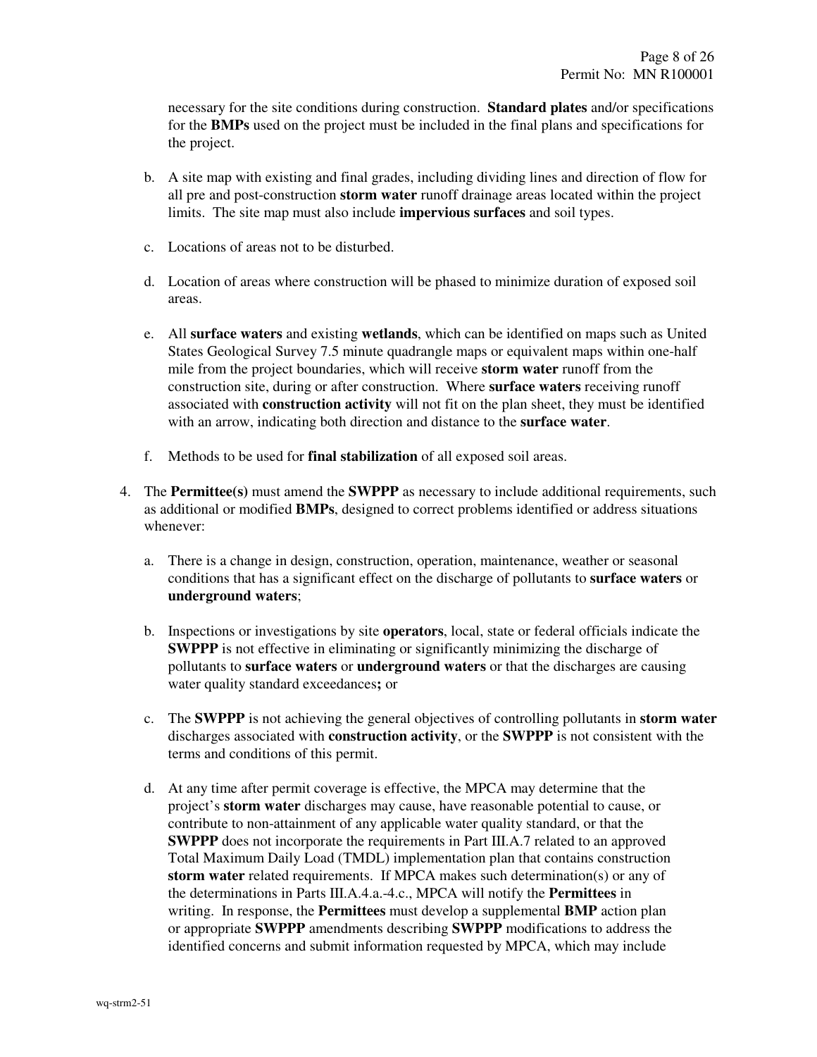necessary for the site conditions during construction. **Standard plates** and/or specifications for the **BMPs** used on the project must be included in the final plans and specifications for the project.

b. A site map with existing and final grades, including dividing lines and direction of flow for all pre and post-construction **storm water** runoff drainage areas located within the project limits. The site map must also include **impervious surfaces** and soil types.

c. Locations of areas not to be disturbed.

d. Location of areas where construction will be phased to minimize duration of exposed soil areas.

e. All **surface waters** and existing **wetlands**, which can be identified on maps such as United States Geological Survey 7.5 minute quadrangle maps or equivalent maps within one-half mile from the project boundaries, which will receive **storm water** runoff from the construction site, during or after construction. Where **surface waters** receiving runoff associated with **construction activity** will not fit on the plan sheet, they must be identified with an arrow, indicating both direction and distance to the **surface water**.

f. Methods to be used for **final stabilization** of all exposed soil areas.

4. The **Permittee(s)** must amend the **SWPPP** as necessary to include additional requirements, such as additional or modified **BMPs**, designed to correct problems identified or address situations whenever:

   a. There is a change in design, construction, operation, maintenance, weather or seasonal conditions that has a significant effect on the discharge of pollutants to **surface waters** or **underground waters**;

   b. Inspections or investigations by site **operators**, local, state or federal officials indicate the **SWPPP** is not effective in eliminating or significantly minimizing the discharge of pollutants to **surface waters** or **underground waters** or that the discharges are causing water quality standard exceedances**;** or

   c. The **SWPPP** is not achieving the general objectives of controlling pollutants in **storm water** discharges associated with **construction activity**, or the **SWPPP** is not consistent with the terms and conditions of this permit.

   d. At any time after permit coverage is effective, the MPCA may determine that the project's **storm water** discharges may cause, have reasonable potential to cause, or contribute to non-attainment of any applicable water quality standard, or that the **SWPPP** does not incorporate the requirements in Part III.A.7 related to an approved Total Maximum Daily Load (TMDL) implementation plan that contains construction **storm water** related requirements. If MPCA makes such determination(s) or any of the determinations in Parts III.A.4.a.-4.c., MPCA will notify the **Permittees** in writing. In response, the **Permittees** must develop a supplemental **BMP** action plan or appropriate **SWPPP** amendments describing **SWPPP** modifications to address the identified concerns and submit information requested by MPCA, which may include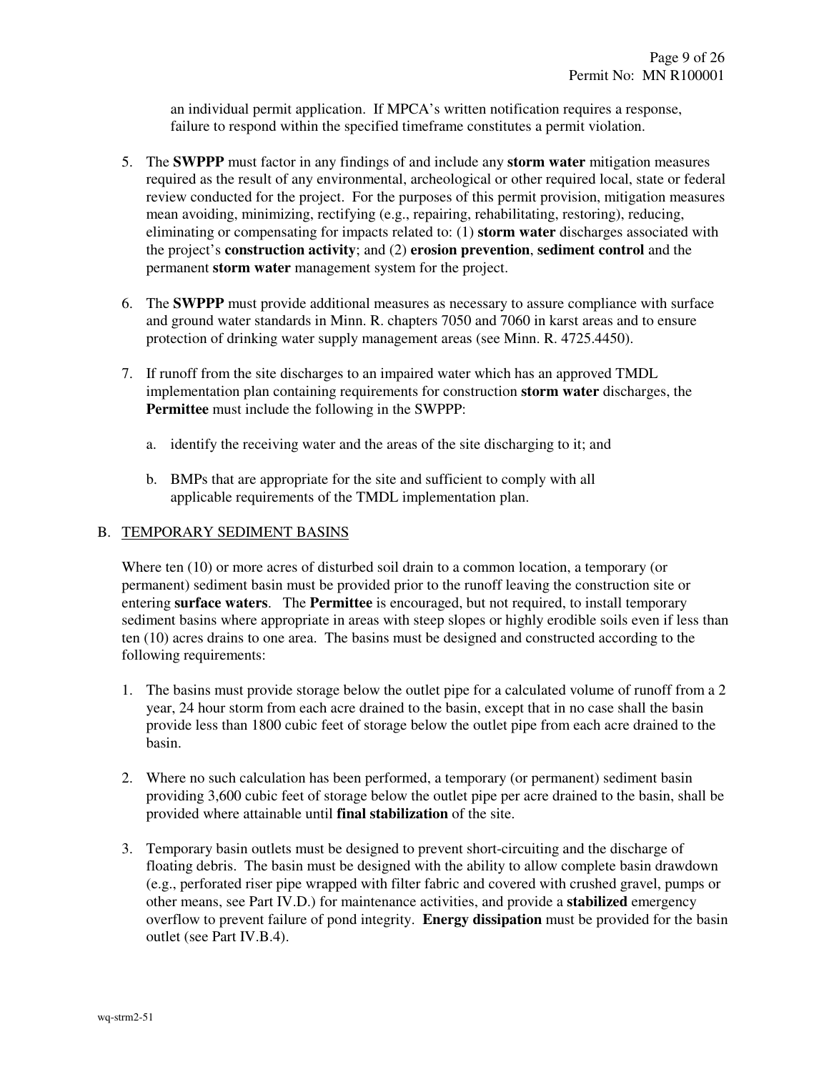an individual permit application. If MPCA's written notification requires a response, failure to respond within the specified timeframe constitutes a permit violation.

5. The **SWPPP** must factor in any findings of and include any **storm water** mitigation measures required as the result of any environmental, archeological or other required local, state or federal review conducted for the project. For the purposes of this permit provision, mitigation measures mean avoiding, minimizing, rectifying (e.g., repairing, rehabilitating, restoring), reducing, eliminating or compensating for impacts related to: (1) **storm water** discharges associated with the project's **construction activity**; and (2) **erosion prevention**, **sediment control** and the permanent **storm water** management system for the project.

6. The **SWPPP** must provide additional measures as necessary to assure compliance with surface and ground water standards in Minn. R. chapters 7050 and 7060 in karst areas and to ensure protection of drinking water supply management areas (see Minn. R. 4725.4450).

7. If runoff from the site discharges to an impaired water which has an approved TMDL implementation plan containing requirements for construction **storm water** discharges, the **Permittee** must include the following in the SWPPP:

   a. identify the receiving water and the areas of the site discharging to it; and

   b. BMPs that are appropriate for the site and sufficient to comply with all applicable requirements of the TMDL implementation plan.

## B. TEMPORARY SEDIMENT BASINS

Where ten (10) or more acres of disturbed soil drain to a common location, a temporary (or permanent) sediment basin must be provided prior to the runoff leaving the construction site or entering **surface waters**. The **Permittee** is encouraged, but not required, to install temporary sediment basins where appropriate in areas with steep slopes or highly erodible soils even if less than ten (10) acres drains to one area. The basins must be designed and constructed according to the following requirements:

1. The basins must provide storage below the outlet pipe for a calculated volume of runoff from a 2 year, 24 hour storm from each acre drained to the basin, except that in no case shall the basin provide less than 1800 cubic feet of storage below the outlet pipe from each acre drained to the basin.

2. Where no such calculation has been performed, a temporary (or permanent) sediment basin providing 3,600 cubic feet of storage below the outlet pipe per acre drained to the basin, shall be provided where attainable until **final stabilization** of the site.

3. Temporary basin outlets must be designed to prevent short-circuiting and the discharge of floating debris. The basin must be designed with the ability to allow complete basin drawdown (e.g., perforated riser pipe wrapped with filter fabric and covered with crushed gravel, pumps or other means, see Part IV.D.) for maintenance activities, and provide a **stabilized** emergency overflow to prevent failure of pond integrity. **Energy dissipation** must be provided for the basin outlet (see Part IV.B.4).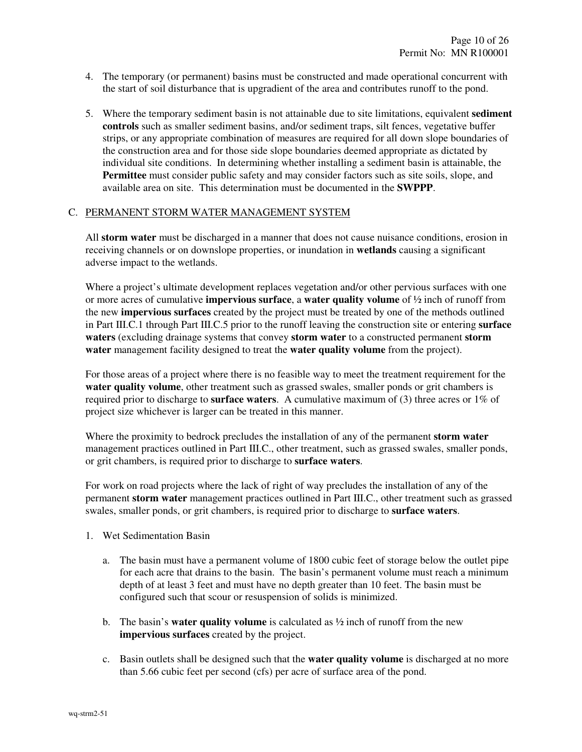4. The temporary (or permanent) basins must be constructed and made operational concurrent with the start of soil disturbance that is upgradient of the area and contributes runoff to the pond.

5. Where the temporary sediment basin is not attainable due to site limitations, equivalent **sediment controls** such as smaller sediment basins, and/or sediment traps, silt fences, vegetative buffer strips, or any appropriate combination of measures are required for all down slope boundaries of the construction area and for those side slope boundaries deemed appropriate as dictated by individual site conditions. In determining whether installing a sediment basin is attainable, the **Permittee** must consider public safety and may consider factors such as site soils, slope, and available area on site. This determination must be documented in the **SWPPP**.

## C. PERMANENT STORM WATER MANAGEMENT SYSTEM

All **storm water** must be discharged in a manner that does not cause nuisance conditions, erosion in receiving channels or on downslope properties, or inundation in **wetlands** causing a significant adverse impact to the wetlands.

Where a project's ultimate development replaces vegetation and/or other pervious surfaces with one or more acres of cumulative **impervious surface**, a **water quality volume** of **½** inch of runoff from the new **impervious surfaces** created by the project must be treated by one of the methods outlined in Part III.C.1 through Part III.C.5 prior to the runoff leaving the construction site or entering **surface waters** (excluding drainage systems that convey **storm water** to a constructed permanent **storm water** management facility designed to treat the **water quality volume** from the project).

For those areas of a project where there is no feasible way to meet the treatment requirement for the **water quality volume**, other treatment such as grassed swales, smaller ponds or grit chambers is required prior to discharge to **surface waters**. A cumulative maximum of (3) three acres or 1% of project size whichever is larger can be treated in this manner.

Where the proximity to bedrock precludes the installation of any of the permanent **storm water** management practices outlined in Part III.C., other treatment, such as grassed swales, smaller ponds, or grit chambers, is required prior to discharge to **surface waters**.

For work on road projects where the lack of right of way precludes the installation of any of the permanent **storm water** management practices outlined in Part III.C., other treatment such as grassed swales, smaller ponds, or grit chambers, is required prior to discharge to **surface waters**.

1. Wet Sedimentation Basin

   a. The basin must have a permanent volume of 1800 cubic feet of storage below the outlet pipe for each acre that drains to the basin. The basin's permanent volume must reach a minimum depth of at least 3 feet and must have no depth greater than 10 feet. The basin must be configured such that scour or resuspension of solids is minimized.

   b. The basin's **water quality volume** is calculated as ½ inch of runoff from the new **impervious surfaces** created by the project.

   c. Basin outlets shall be designed such that the **water quality volume** is discharged at no more than 5.66 cubic feet per second (cfs) per acre of surface area of the pond.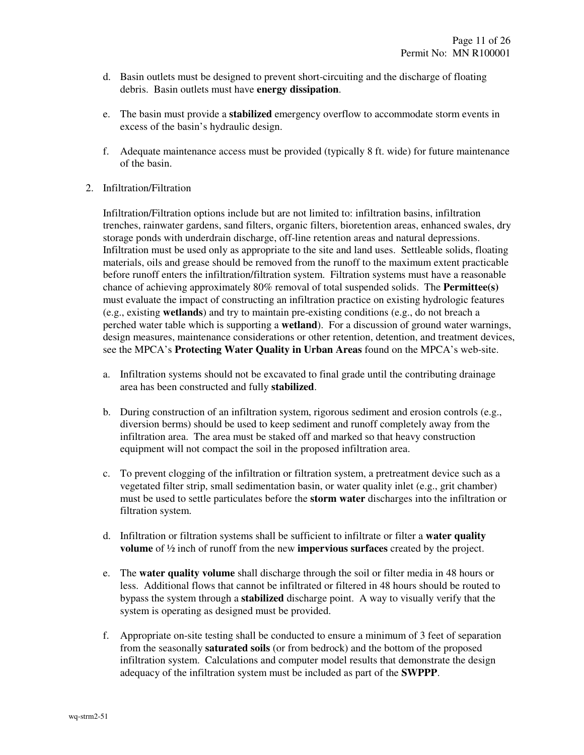d. Basin outlets must be designed to prevent short-circuiting and the discharge of floating debris. Basin outlets must have **energy dissipation**.

e. The basin must provide a **stabilized** emergency overflow to accommodate storm events in excess of the basin's hydraulic design.

f. Adequate maintenance access must be provided (typically 8 ft. wide) for future maintenance of the basin.

2. Infiltration/Filtration

Infiltration/Filtration options include but are not limited to: infiltration basins, infiltration trenches, rainwater gardens, sand filters, organic filters, bioretention areas, enhanced swales, dry storage ponds with underdrain discharge, off-line retention areas and natural depressions. Infiltration must be used only as appropriate to the site and land uses. Settleable solids, floating materials, oils and grease should be removed from the runoff to the maximum extent practicable before runoff enters the infiltration/filtration system. Filtration systems must have a reasonable chance of achieving approximately 80% removal of total suspended solids. The **Permittee(s)** must evaluate the impact of constructing an infiltration practice on existing hydrologic features (e.g., existing **wetlands**) and try to maintain pre-existing conditions (e.g., do not breach a perched water table which is supporting a **wetland**). For a discussion of ground water warnings, design measures, maintenance considerations or other retention, detention, and treatment devices, see the MPCA's **Protecting Water Quality in Urban Areas** found on the MPCA's web-site.

a. Infiltration systems should not be excavated to final grade until the contributing drainage area has been constructed and fully **stabilized**.

b. During construction of an infiltration system, rigorous sediment and erosion controls (e.g., diversion berms) should be used to keep sediment and runoff completely away from the infiltration area. The area must be staked off and marked so that heavy construction equipment will not compact the soil in the proposed infiltration area.

c. To prevent clogging of the infiltration or filtration system, a pretreatment device such as a vegetated filter strip, small sedimentation basin, or water quality inlet (e.g., grit chamber) must be used to settle particulates before the **storm water** discharges into the infiltration or filtration system.

d. Infiltration or filtration systems shall be sufficient to infiltrate or filter a **water quality volume** of ½ inch of runoff from the new **impervious surfaces** created by the project.

e. The **water quality volume** shall discharge through the soil or filter media in 48 hours or less. Additional flows that cannot be infiltrated or filtered in 48 hours should be routed to bypass the system through a **stabilized** discharge point. A way to visually verify that the system is operating as designed must be provided.

f. Appropriate on-site testing shall be conducted to ensure a minimum of 3 feet of separation from the seasonally **saturated soils** (or from bedrock) and the bottom of the proposed infiltration system. Calculations and computer model results that demonstrate the design adequacy of the infiltration system must be included as part of the **SWPPP**.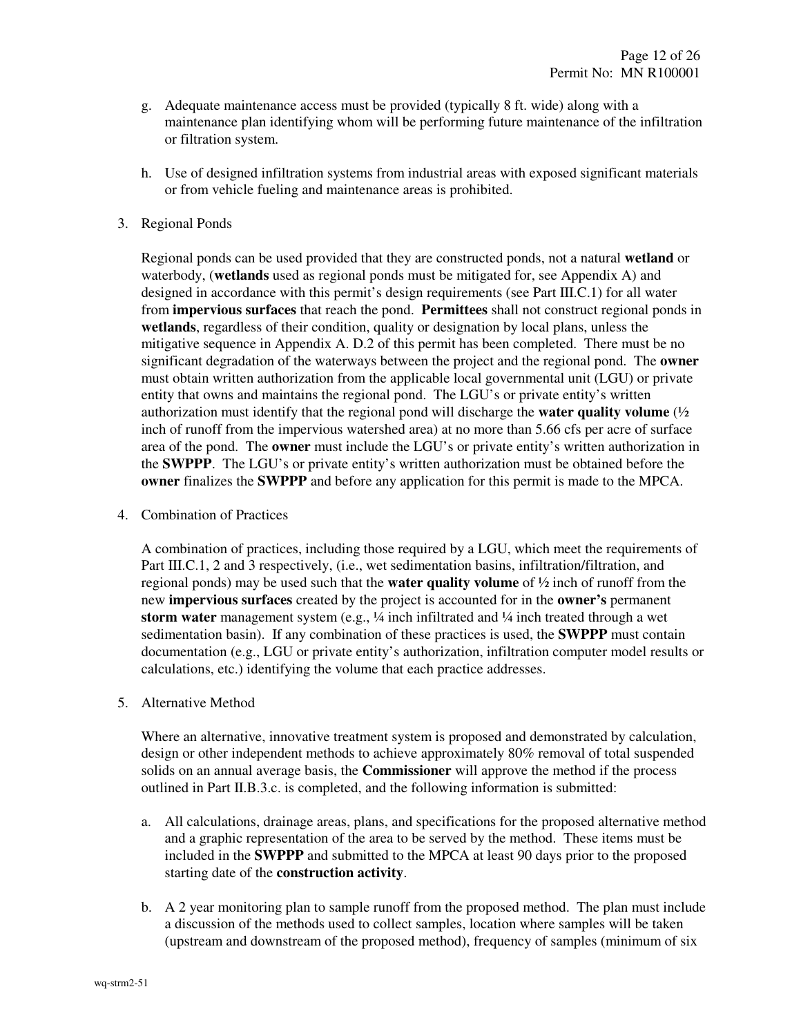g. Adequate maintenance access must be provided (typically 8 ft. wide) along with a maintenance plan identifying whom will be performing future maintenance of the infiltration or filtration system.

h. Use of designed infiltration systems from industrial areas with exposed significant materials or from vehicle fueling and maintenance areas is prohibited.

3. Regional Ponds

Regional ponds can be used provided that they are constructed ponds, not a natural **wetland** or waterbody, (**wetlands** used as regional ponds must be mitigated for, see Appendix A) and designed in accordance with this permit's design requirements (see Part III.C.1) for all water from **impervious surfaces** that reach the pond. **Permittees** shall not construct regional ponds in **wetlands**, regardless of their condition, quality or designation by local plans, unless the mitigative sequence in Appendix A. D.2 of this permit has been completed. There must be no significant degradation of the waterways between the project and the regional pond. The **owner** must obtain written authorization from the applicable local governmental unit (LGU) or private entity that owns and maintains the regional pond. The LGU's or private entity's written authorization must identify that the regional pond will discharge the **water quality volume** (½ inch of runoff from the impervious watershed area) at no more than 5.66 cfs per acre of surface area of the pond. The **owner** must include the LGU's or private entity's written authorization in the **SWPPP**. The LGU's or private entity's written authorization must be obtained before the **owner** finalizes the **SWPPP** and before any application for this permit is made to the MPCA.

4. Combination of Practices

A combination of practices, including those required by a LGU, which meet the requirements of Part III.C.1, 2 and 3 respectively, (i.e., wet sedimentation basins, infiltration/filtration, and regional ponds) may be used such that the **water quality volume** of ½ inch of runoff from the new **impervious surfaces** created by the project is accounted for in the **owner's** permanent **storm water** management system (e.g., ¼ inch infiltrated and ¼ inch treated through a wet sedimentation basin). If any combination of these practices is used, the **SWPPP** must contain documentation (e.g., LGU or private entity's authorization, infiltration computer model results or calculations, etc.) identifying the volume that each practice addresses.

5. Alternative Method

Where an alternative, innovative treatment system is proposed and demonstrated by calculation, design or other independent methods to achieve approximately 80% removal of total suspended solids on an annual average basis, the **Commissioner** will approve the method if the process outlined in Part II.B.3.c. is completed, and the following information is submitted:

a. All calculations, drainage areas, plans, and specifications for the proposed alternative method and a graphic representation of the area to be served by the method. These items must be included in the **SWPPP** and submitted to the MPCA at least 90 days prior to the proposed starting date of the **construction activity**.

b. A 2 year monitoring plan to sample runoff from the proposed method. The plan must include a discussion of the methods used to collect samples, location where samples will be taken (upstream and downstream of the proposed method), frequency of samples (minimum of six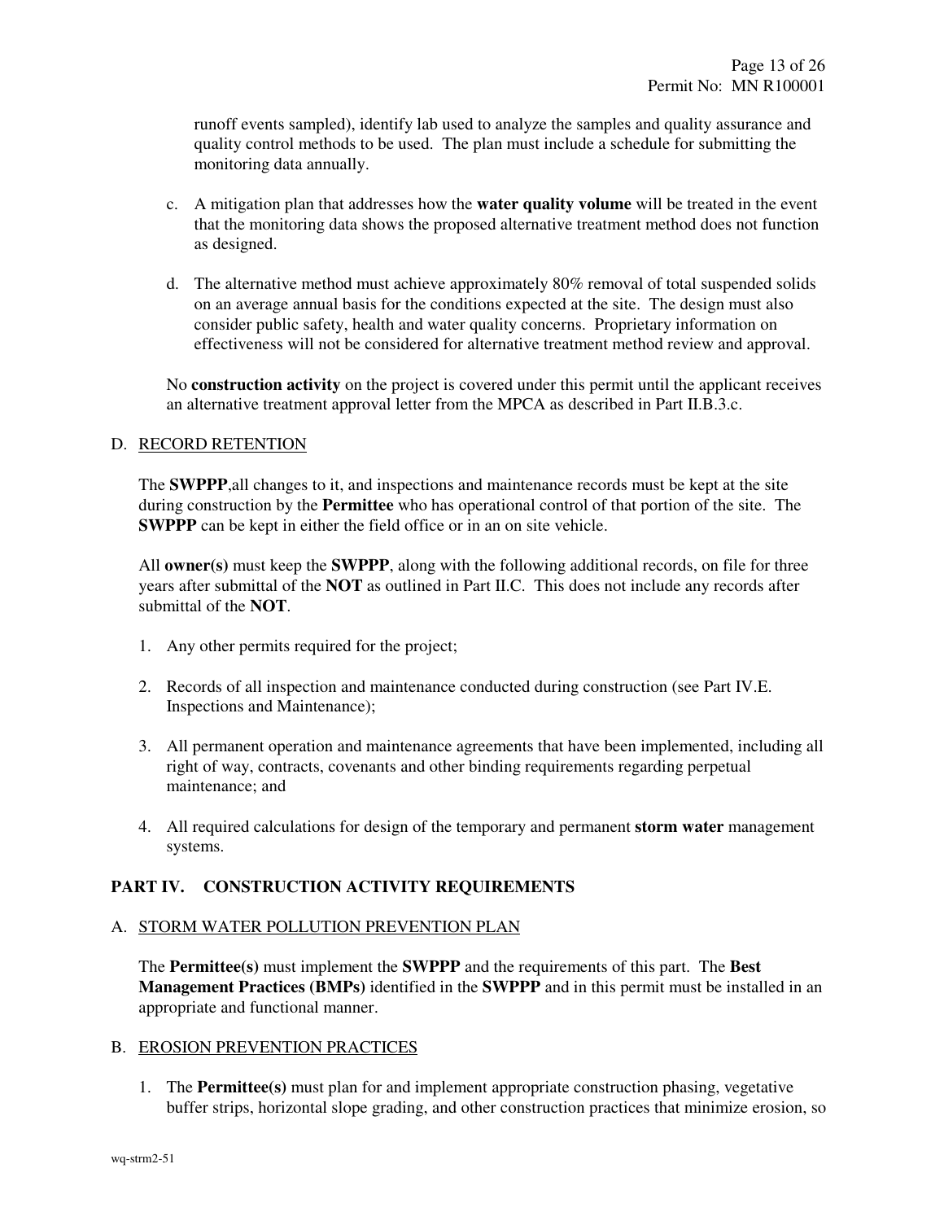runoff events sampled), identify lab used to analyze the samples and quality assurance and quality control methods to be used. The plan must include a schedule for submitting the monitoring data annually.

c. A mitigation plan that addresses how the **water quality volume** will be treated in the event that the monitoring data shows the proposed alternative treatment method does not function as designed.

d. The alternative method must achieve approximately 80% removal of total suspended solids on an average annual basis for the conditions expected at the site. The design must also consider public safety, health and water quality concerns. Proprietary information on effectiveness will not be considered for alternative treatment method review and approval.

No **construction activity** on the project is covered under this permit until the applicant receives an alternative treatment approval letter from the MPCA as described in Part II.B.3.c.

D. RECORD RETENTION

The **SWPPP**,all changes to it, and inspections and maintenance records must be kept at the site during construction by the **Permittee** who has operational control of that portion of the site. The **SWPPP** can be kept in either the field office or in an on site vehicle.

All **owner(s)** must keep the **SWPPP**, along with the following additional records, on file for three years after submittal of the **NOT** as outlined in Part II.C. This does not include any records after submittal of the **NOT**.

1. Any other permits required for the project;
2. Records of all inspection and maintenance conducted during construction (see Part IV.E. Inspections and Maintenance);
3. All permanent operation and maintenance agreements that have been implemented, including all right of way, contracts, covenants and other binding requirements regarding perpetual maintenance; and
4. All required calculations for design of the temporary and permanent **storm water** management systems.

## PART IV. CONSTRUCTION ACTIVITY REQUIREMENTS

A. STORM WATER POLLUTION PREVENTION PLAN

The **Permittee(s)** must implement the **SWPPP** and the requirements of this part. The **Best Management Practices (BMPs)** identified in the **SWPPP** and in this permit must be installed in an appropriate and functional manner.

B. EROSION PREVENTION PRACTICES

1. The **Permittee(s)** must plan for and implement appropriate construction phasing, vegetative buffer strips, horizontal slope grading, and other construction practices that minimize erosion, so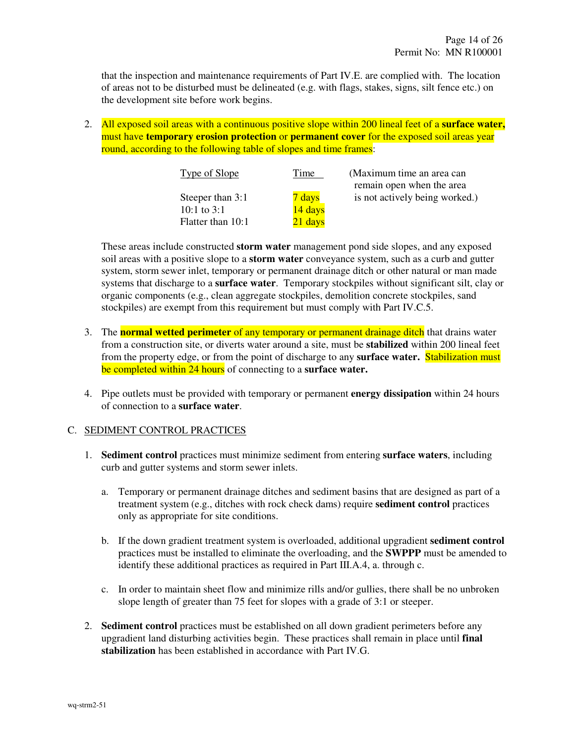that the inspection and maintenance requirements of Part IV.E. are complied with. The location of areas not to be disturbed must be delineated (e.g. with flags, stakes, signs, silt fence etc.) on the development site before work begins.

2. All exposed soil areas with a continuous positive slope within 200 lineal feet of a **surface water,** must have **temporary erosion protection** or **permanent cover** for the exposed soil areas year round, according to the following table of slopes and time frames:

| Type of Slope | Time | (Maximum time an area can remain open when the area is not actively being worked.) |
|---|---|---|
| Steeper than 3:1 | 7 days | |
| 10:1 to 3:1 | 14 days | |
| Flatter than 10:1 | 21 days | |

   These areas include constructed **storm water** management pond side slopes, and any exposed soil areas with a positive slope to a **storm water** conveyance system, such as a curb and gutter system, storm sewer inlet, temporary or permanent drainage ditch or other natural or man made systems that discharge to a **surface water**. Temporary stockpiles without significant silt, clay or organic components (e.g., clean aggregate stockpiles, demolition concrete stockpiles, sand stockpiles) are exempt from this requirement but must comply with Part IV.C.5.

3. The **normal wetted perimeter** of any temporary or permanent drainage ditch that drains water from a construction site, or diverts water around a site, must be **stabilized** within 200 lineal feet from the property edge, or from the point of discharge to any **surface water.** Stabilization must be completed within 24 hours of connecting to a **surface water.**

4. Pipe outlets must be provided with temporary or permanent **energy dissipation** within 24 hours of connection to a **surface water**.

## C. SEDIMENT CONTROL PRACTICES

1. **Sediment control** practices must minimize sediment from entering **surface waters**, including curb and gutter systems and storm sewer inlets.

   a. Temporary or permanent drainage ditches and sediment basins that are designed as part of a treatment system (e.g., ditches with rock check dams) require **sediment control** practices only as appropriate for site conditions.

   b. If the down gradient treatment system is overloaded, additional upgradient **sediment control** practices must be installed to eliminate the overloading, and the **SWPPP** must be amended to identify these additional practices as required in Part III.A.4, a. through c.

   c. In order to maintain sheet flow and minimize rills and/or gullies, there shall be no unbroken slope length of greater than 75 feet for slopes with a grade of 3:1 or steeper.

2. **Sediment control** practices must be established on all down gradient perimeters before any upgradient land disturbing activities begin. These practices shall remain in place until **final stabilization** has been established in accordance with Part IV.G.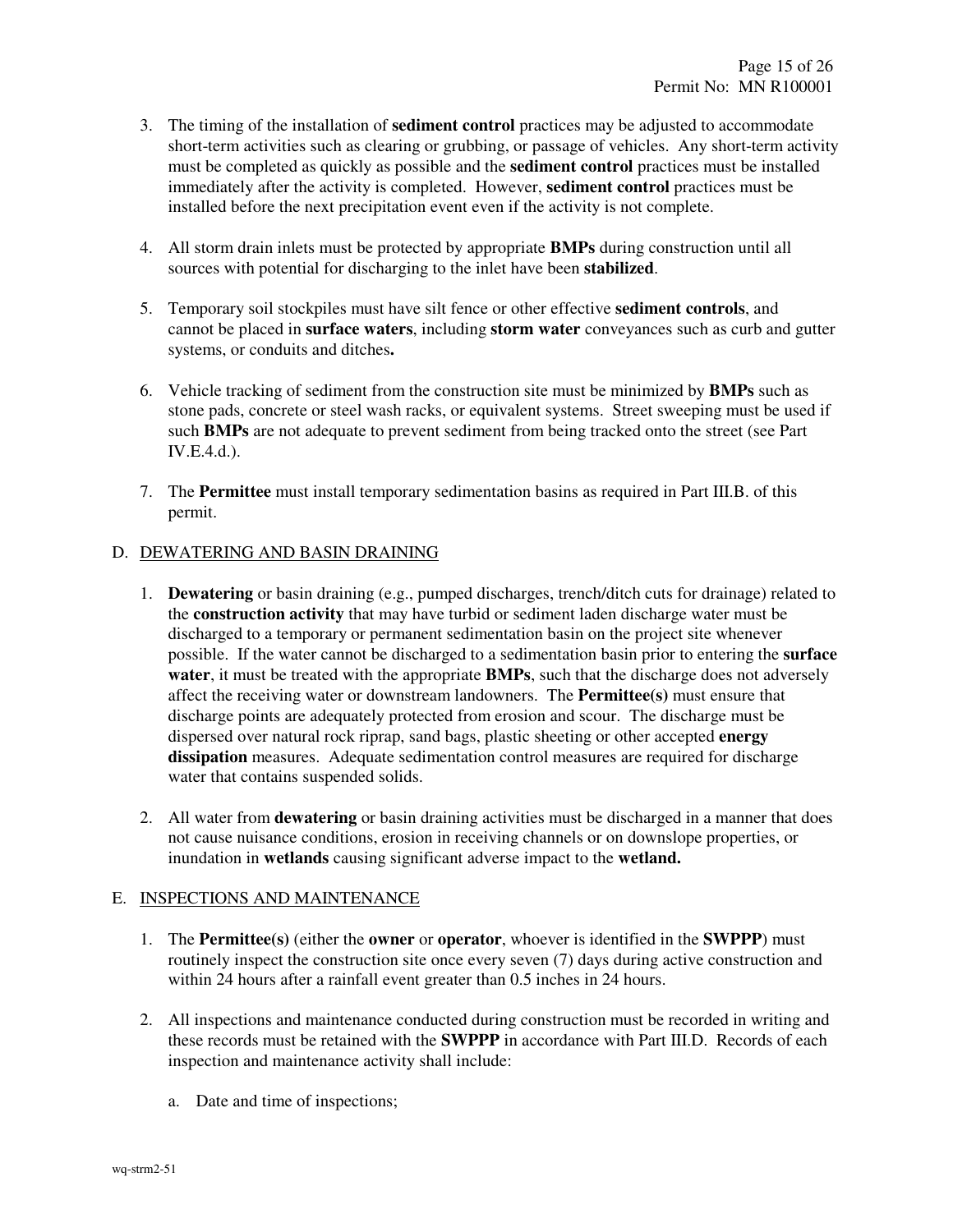3. The timing of the installation of **sediment control** practices may be adjusted to accommodate short-term activities such as clearing or grubbing, or passage of vehicles. Any short-term activity must be completed as quickly as possible and the **sediment control** practices must be installed immediately after the activity is completed. However, **sediment control** practices must be installed before the next precipitation event even if the activity is not complete.

4. All storm drain inlets must be protected by appropriate **BMPs** during construction until all sources with potential for discharging to the inlet have been **stabilized**.

5. Temporary soil stockpiles must have silt fence or other effective **sediment controls**, and cannot be placed in **surface waters**, including **storm water** conveyances such as curb and gutter systems, or conduits and ditches**.**

6. Vehicle tracking of sediment from the construction site must be minimized by **BMPs** such as stone pads, concrete or steel wash racks, or equivalent systems. Street sweeping must be used if such **BMPs** are not adequate to prevent sediment from being tracked onto the street (see Part IV.E.4.d.).

7. The **Permittee** must install temporary sedimentation basins as required in Part III.B. of this permit.

D. DEWATERING AND BASIN DRAINING

1. **Dewatering** or basin draining (e.g., pumped discharges, trench/ditch cuts for drainage) related to the **construction activity** that may have turbid or sediment laden discharge water must be discharged to a temporary or permanent sedimentation basin on the project site whenever possible. If the water cannot be discharged to a sedimentation basin prior to entering the **surface water**, it must be treated with the appropriate **BMPs**, such that the discharge does not adversely affect the receiving water or downstream landowners. The **Permittee(s)** must ensure that discharge points are adequately protected from erosion and scour. The discharge must be dispersed over natural rock riprap, sand bags, plastic sheeting or other accepted **energy dissipation** measures. Adequate sedimentation control measures are required for discharge water that contains suspended solids.

2. All water from **dewatering** or basin draining activities must be discharged in a manner that does not cause nuisance conditions, erosion in receiving channels or on downslope properties, or inundation in **wetlands** causing significant adverse impact to the **wetland.**

E. INSPECTIONS AND MAINTENANCE

1. The **Permittee(s)** (either the **owner** or **operator**, whoever is identified in the **SWPPP**) must routinely inspect the construction site once every seven (7) days during active construction and within 24 hours after a rainfall event greater than 0.5 inches in 24 hours.

2. All inspections and maintenance conducted during construction must be recorded in writing and these records must be retained with the **SWPPP** in accordance with Part III.D. Records of each inspection and maintenance activity shall include:

   a. Date and time of inspections;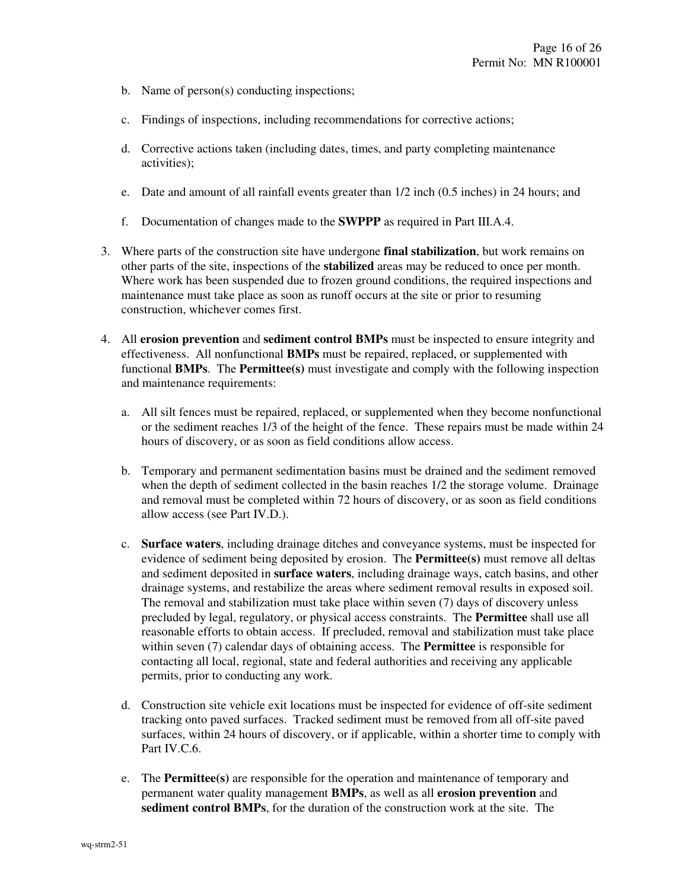b. Name of person(s) conducting inspections;

c. Findings of inspections, including recommendations for corrective actions;

d. Corrective actions taken (including dates, times, and party completing maintenance activities);

e. Date and amount of all rainfall events greater than 1/2 inch (0.5 inches) in 24 hours; and

f. Documentation of changes made to the **SWPPP** as required in Part III.A.4.

3. Where parts of the construction site have undergone **final stabilization**, but work remains on other parts of the site, inspections of the **stabilized** areas may be reduced to once per month. Where work has been suspended due to frozen ground conditions, the required inspections and maintenance must take place as soon as runoff occurs at the site or prior to resuming construction, whichever comes first.

4. All **erosion prevention** and **sediment control BMPs** must be inspected to ensure integrity and effectiveness. All nonfunctional **BMPs** must be repaired, replaced, or supplemented with functional **BMPs**. The **Permittee(s)** must investigate and comply with the following inspection and maintenance requirements:

   a. All silt fences must be repaired, replaced, or supplemented when they become nonfunctional or the sediment reaches 1/3 of the height of the fence. These repairs must be made within 24 hours of discovery, or as soon as field conditions allow access.

   b. Temporary and permanent sedimentation basins must be drained and the sediment removed when the depth of sediment collected in the basin reaches 1/2 the storage volume. Drainage and removal must be completed within 72 hours of discovery, or as soon as field conditions allow access (see Part IV.D.).

   c. **Surface waters**, including drainage ditches and conveyance systems, must be inspected for evidence of sediment being deposited by erosion. The **Permittee(s)** must remove all deltas and sediment deposited in **surface waters**, including drainage ways, catch basins, and other drainage systems, and restabilize the areas where sediment removal results in exposed soil. The removal and stabilization must take place within seven (7) days of discovery unless precluded by legal, regulatory, or physical access constraints. The **Permittee** shall use all reasonable efforts to obtain access. If precluded, removal and stabilization must take place within seven (7) calendar days of obtaining access. The **Permittee** is responsible for contacting all local, regional, state and federal authorities and receiving any applicable permits, prior to conducting any work.

   d. Construction site vehicle exit locations must be inspected for evidence of off-site sediment tracking onto paved surfaces. Tracked sediment must be removed from all off-site paved surfaces, within 24 hours of discovery, or if applicable, within a shorter time to comply with Part IV.C.6.

   e. The **Permittee(s)** are responsible for the operation and maintenance of temporary and permanent water quality management **BMPs**, as well as all **erosion prevention** and **sediment control BMPs**, for the duration of the construction work at the site. The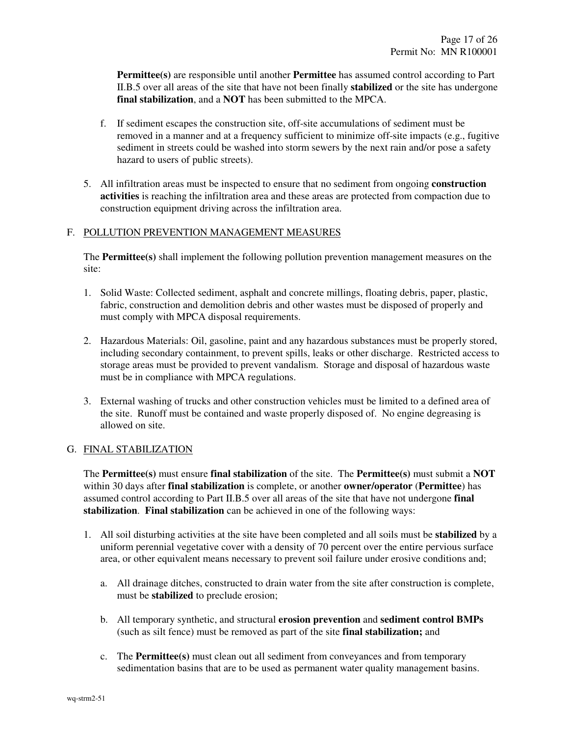**Permittee(s)** are responsible until another **Permittee** has assumed control according to Part II.B.5 over all areas of the site that have not been finally **stabilized** or the site has undergone **final stabilization**, and a **NOT** has been submitted to the MPCA.

f. If sediment escapes the construction site, off-site accumulations of sediment must be removed in a manner and at a frequency sufficient to minimize off-site impacts (e.g., fugitive sediment in streets could be washed into storm sewers by the next rain and/or pose a safety hazard to users of public streets).

5. All infiltration areas must be inspected to ensure that no sediment from ongoing **construction activities** is reaching the infiltration area and these areas are protected from compaction due to construction equipment driving across the infiltration area.

## F. POLLUTION PREVENTION MANAGEMENT MEASURES

The **Permittee(s)** shall implement the following pollution prevention management measures on the site:

1. Solid Waste: Collected sediment, asphalt and concrete millings, floating debris, paper, plastic, fabric, construction and demolition debris and other wastes must be disposed of properly and must comply with MPCA disposal requirements.

2. Hazardous Materials: Oil, gasoline, paint and any hazardous substances must be properly stored, including secondary containment, to prevent spills, leaks or other discharge. Restricted access to storage areas must be provided to prevent vandalism. Storage and disposal of hazardous waste must be in compliance with MPCA regulations.

3. External washing of trucks and other construction vehicles must be limited to a defined area of the site. Runoff must be contained and waste properly disposed of. No engine degreasing is allowed on site.

## G. FINAL STABILIZATION

The **Permittee(s)** must ensure **final stabilization** of the site. The **Permittee(s)** must submit a **NOT** within 30 days after **final stabilization** is complete, or another **owner/operator** (**Permittee**) has assumed control according to Part II.B.5 over all areas of the site that have not undergone **final stabilization**. **Final stabilization** can be achieved in one of the following ways:

1. All soil disturbing activities at the site have been completed and all soils must be **stabilized** by a uniform perennial vegetative cover with a density of 70 percent over the entire pervious surface area, or other equivalent means necessary to prevent soil failure under erosive conditions and;

   a. All drainage ditches, constructed to drain water from the site after construction is complete, must be **stabilized** to preclude erosion;

   b. All temporary synthetic, and structural **erosion prevention** and **sediment control BMPs** (such as silt fence) must be removed as part of the site **final stabilization;** and

   c. The **Permittee(s)** must clean out all sediment from conveyances and from temporary sedimentation basins that are to be used as permanent water quality management basins.

wq-strm2-51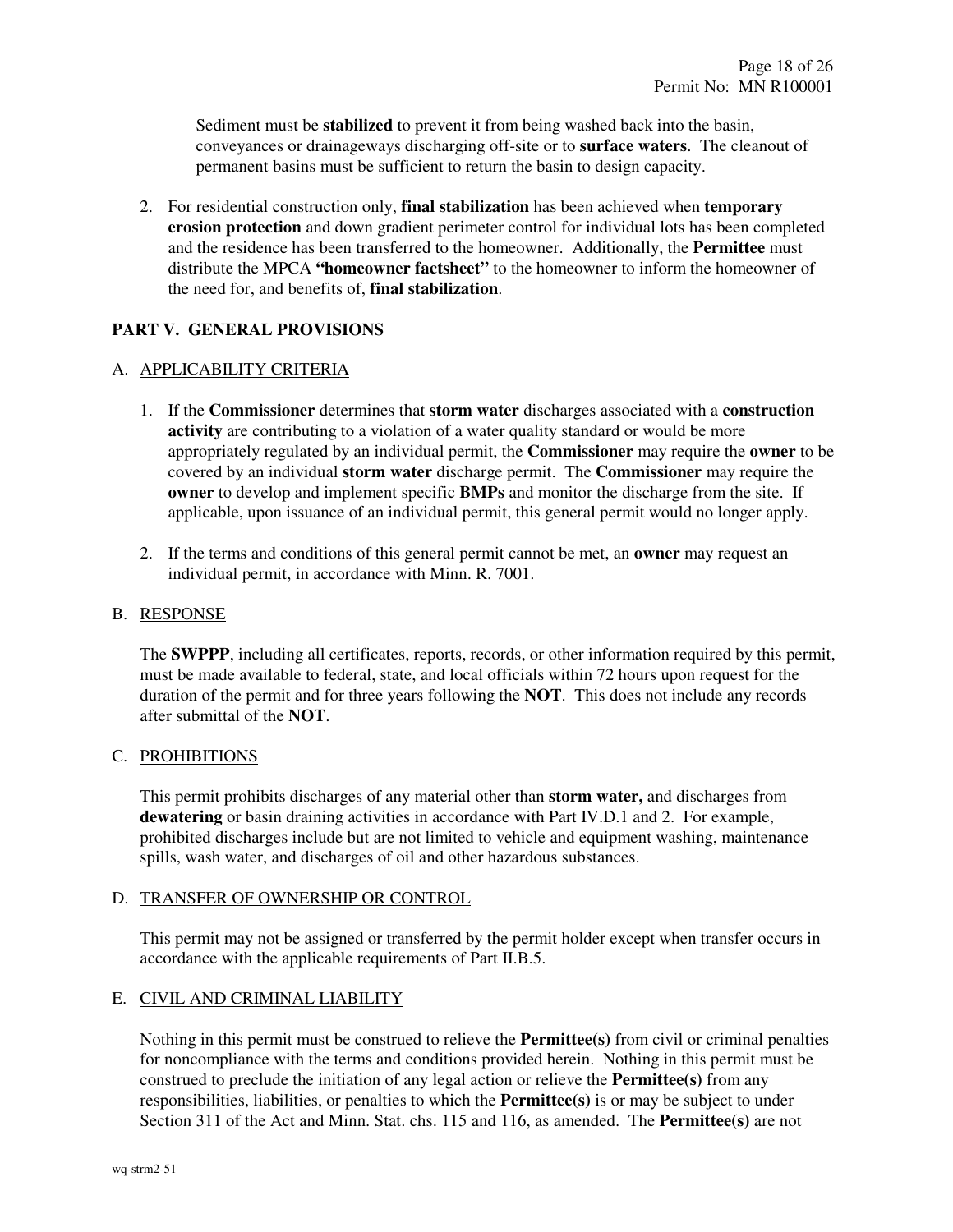Sediment must be **stabilized** to prevent it from being washed back into the basin, conveyances or drainageways discharging off-site or to **surface waters**. The cleanout of permanent basins must be sufficient to return the basin to design capacity.

2. For residential construction only, **final stabilization** has been achieved when **temporary erosion protection** and down gradient perimeter control for individual lots has been completed and the residence has been transferred to the homeowner. Additionally, the **Permittee** must distribute the MPCA **"homeowner factsheet"** to the homeowner to inform the homeowner of the need for, and benefits of, **final stabilization**.

## PART V. GENERAL PROVISIONS

### A. APPLICABILITY CRITERIA

1. If the **Commissioner** determines that **storm water** discharges associated with a **construction activity** are contributing to a violation of a water quality standard or would be more appropriately regulated by an individual permit, the **Commissioner** may require the **owner** to be covered by an individual **storm water** discharge permit. The **Commissioner** may require the **owner** to develop and implement specific **BMPs** and monitor the discharge from the site. If applicable, upon issuance of an individual permit, this general permit would no longer apply.

2. If the terms and conditions of this general permit cannot be met, an **owner** may request an individual permit, in accordance with Minn. R. 7001.

### B. RESPONSE

The **SWPPP**, including all certificates, reports, records, or other information required by this permit, must be made available to federal, state, and local officials within 72 hours upon request for the duration of the permit and for three years following the **NOT**. This does not include any records after submittal of the **NOT**.

### C. PROHIBITIONS

This permit prohibits discharges of any material other than **storm water,** and discharges from **dewatering** or basin draining activities in accordance with Part IV.D.1 and 2. For example, prohibited discharges include but are not limited to vehicle and equipment washing, maintenance spills, wash water, and discharges of oil and other hazardous substances.

### D. TRANSFER OF OWNERSHIP OR CONTROL

This permit may not be assigned or transferred by the permit holder except when transfer occurs in accordance with the applicable requirements of Part II.B.5.

### E. CIVIL AND CRIMINAL LIABILITY

Nothing in this permit must be construed to relieve the **Permittee(s)** from civil or criminal penalties for noncompliance with the terms and conditions provided herein. Nothing in this permit must be construed to preclude the initiation of any legal action or relieve the **Permittee(s)** from any responsibilities, liabilities, or penalties to which the **Permittee(s)** is or may be subject to under Section 311 of the Act and Minn. Stat. chs. 115 and 116, as amended. The **Permittee(s)** are not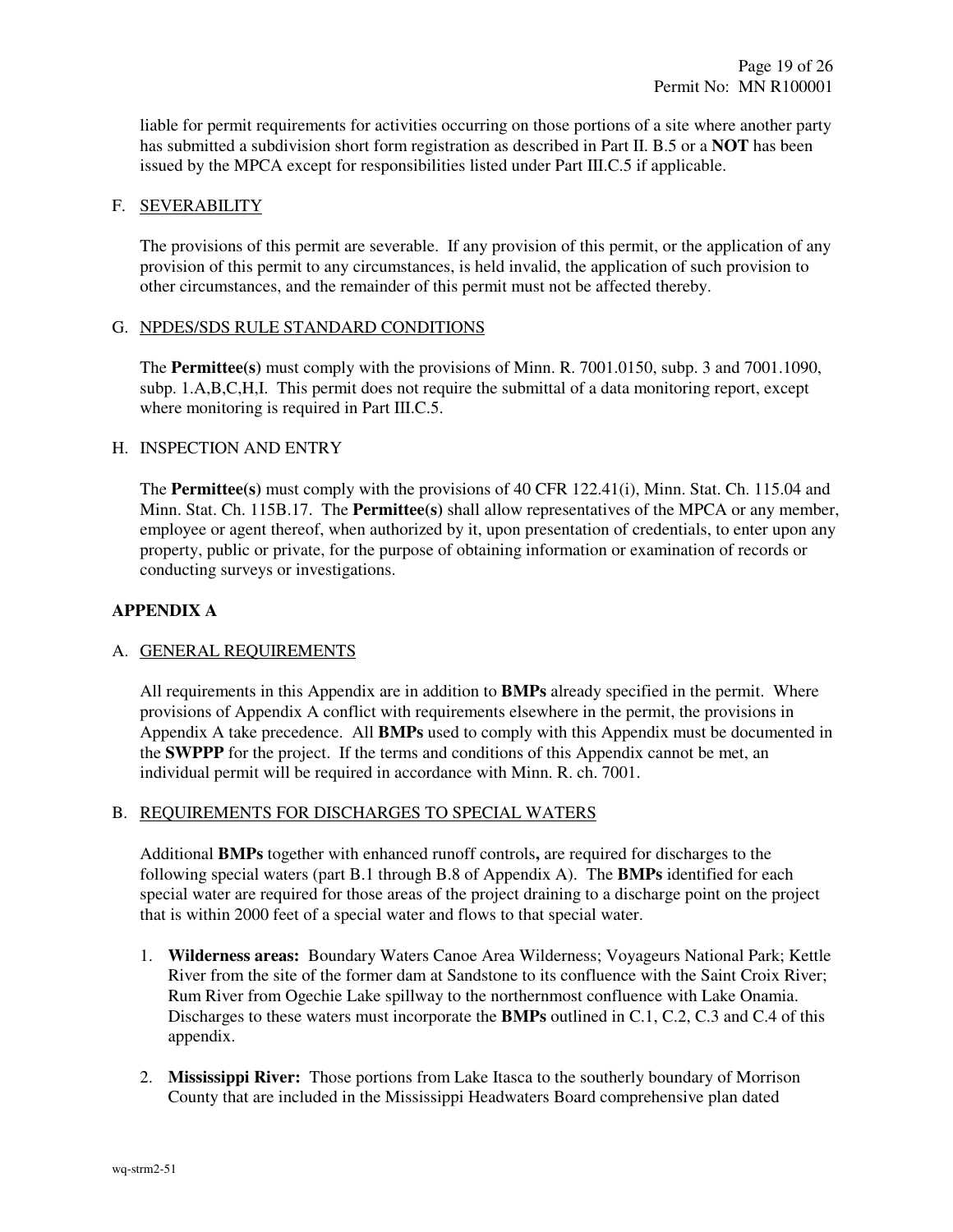liable for permit requirements for activities occurring on those portions of a site where another party has submitted a subdivision short form registration as described in Part II. B.5 or a **NOT** has been issued by the MPCA except for responsibilities listed under Part III.C.5 if applicable.

F. <u>SEVERABILITY</u>

The provisions of this permit are severable. If any provision of this permit, or the application of any provision of this permit to any circumstances, is held invalid, the application of such provision to other circumstances, and the remainder of this permit must not be affected thereby.

G. <u>NPDES/SDS RULE STANDARD CONDITIONS</u>

The **Permittee(s)** must comply with the provisions of Minn. R. 7001.0150, subp. 3 and 7001.1090, subp. 1.A,B,C,H,I. This permit does not require the submittal of a data monitoring report, except where monitoring is required in Part III.C.5.

H. INSPECTION AND ENTRY

The **Permittee(s)** must comply with the provisions of 40 CFR 122.41(i), Minn. Stat. Ch. 115.04 and Minn. Stat. Ch. 115B.17. The **Permittee(s)** shall allow representatives of the MPCA or any member, employee or agent thereof, when authorized by it, upon presentation of credentials, to enter upon any property, public or private, for the purpose of obtaining information or examination of records or conducting surveys or investigations.

## APPENDIX A

A. <u>GENERAL REQUIREMENTS</u>

All requirements in this Appendix are in addition to **BMPs** already specified in the permit. Where provisions of Appendix A conflict with requirements elsewhere in the permit, the provisions in Appendix A take precedence. All **BMPs** used to comply with this Appendix must be documented in the **SWPPP** for the project. If the terms and conditions of this Appendix cannot be met, an individual permit will be required in accordance with Minn. R. ch. 7001.

B. <u>REQUIREMENTS FOR DISCHARGES TO SPECIAL WATERS</u>

Additional **BMPs** together with enhanced runoff controls**,** are required for discharges to the following special waters (part B.1 through B.8 of Appendix A). The **BMPs** identified for each special water are required for those areas of the project draining to a discharge point on the project that is within 2000 feet of a special water and flows to that special water.

1. **Wilderness areas:** Boundary Waters Canoe Area Wilderness; Voyageurs National Park; Kettle River from the site of the former dam at Sandstone to its confluence with the Saint Croix River; Rum River from Ogechie Lake spillway to the northernmost confluence with Lake Onamia. Discharges to these waters must incorporate the **BMPs** outlined in C.1, C.2, C.3 and C.4 of this appendix.

2. **Mississippi River:** Those portions from Lake Itasca to the southerly boundary of Morrison County that are included in the Mississippi Headwaters Board comprehensive plan dated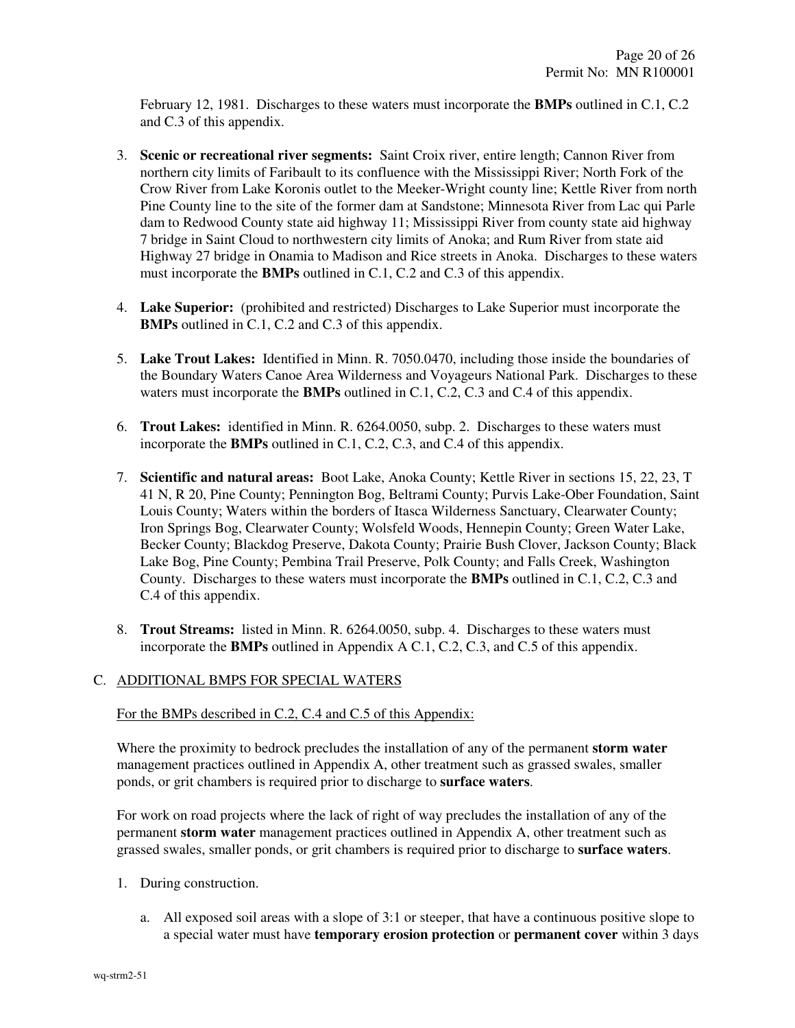February 12, 1981. Discharges to these waters must incorporate the **BMPs** outlined in C.1, C.2 and C.3 of this appendix.

3. **Scenic or recreational river segments:** Saint Croix river, entire length; Cannon River from northern city limits of Faribault to its confluence with the Mississippi River; North Fork of the Crow River from Lake Koronis outlet to the Meeker-Wright county line; Kettle River from north Pine County line to the site of the former dam at Sandstone; Minnesota River from Lac qui Parle dam to Redwood County state aid highway 11; Mississippi River from county state aid highway 7 bridge in Saint Cloud to northwestern city limits of Anoka; and Rum River from state aid Highway 27 bridge in Onamia to Madison and Rice streets in Anoka. Discharges to these waters must incorporate the **BMPs** outlined in C.1, C.2 and C.3 of this appendix.

4. **Lake Superior:** (prohibited and restricted) Discharges to Lake Superior must incorporate the **BMPs** outlined in C.1, C.2 and C.3 of this appendix.

5. **Lake Trout Lakes:** Identified in Minn. R. 7050.0470, including those inside the boundaries of the Boundary Waters Canoe Area Wilderness and Voyageurs National Park. Discharges to these waters must incorporate the **BMPs** outlined in C.1, C.2, C.3 and C.4 of this appendix.

6. **Trout Lakes:** identified in Minn. R. 6264.0050, subp. 2. Discharges to these waters must incorporate the **BMPs** outlined in C.1, C.2, C.3, and C.4 of this appendix.

7. **Scientific and natural areas:** Boot Lake, Anoka County; Kettle River in sections 15, 22, 23, T 41 N, R 20, Pine County; Pennington Bog, Beltrami County; Purvis Lake-Ober Foundation, Saint Louis County; Waters within the borders of Itasca Wilderness Sanctuary, Clearwater County; Iron Springs Bog, Clearwater County; Wolsfeld Woods, Hennepin County; Green Water Lake, Becker County; Blackdog Preserve, Dakota County; Prairie Bush Clover, Jackson County; Black Lake Bog, Pine County; Pembina Trail Preserve, Polk County; and Falls Creek, Washington County. Discharges to these waters must incorporate the **BMPs** outlined in C.1, C.2, C.3 and C.4 of this appendix.

8. **Trout Streams:** listed in Minn. R. 6264.0050, subp. 4. Discharges to these waters must incorporate the **BMPs** outlined in Appendix A C.1, C.2, C.3, and C.5 of this appendix.

## C. ADDITIONAL BMPS FOR SPECIAL WATERS

For the BMPs described in C.2, C.4 and C.5 of this Appendix:

Where the proximity to bedrock precludes the installation of any of the permanent **storm water** management practices outlined in Appendix A, other treatment such as grassed swales, smaller ponds, or grit chambers is required prior to discharge to **surface waters**.

For work on road projects where the lack of right of way precludes the installation of any of the permanent **storm water** management practices outlined in Appendix A, other treatment such as grassed swales, smaller ponds, or grit chambers is required prior to discharge to **surface waters**.

1. During construction.

   a. All exposed soil areas with a slope of 3:1 or steeper, that have a continuous positive slope to a special water must have **temporary erosion protection** or **permanent cover** within 3 days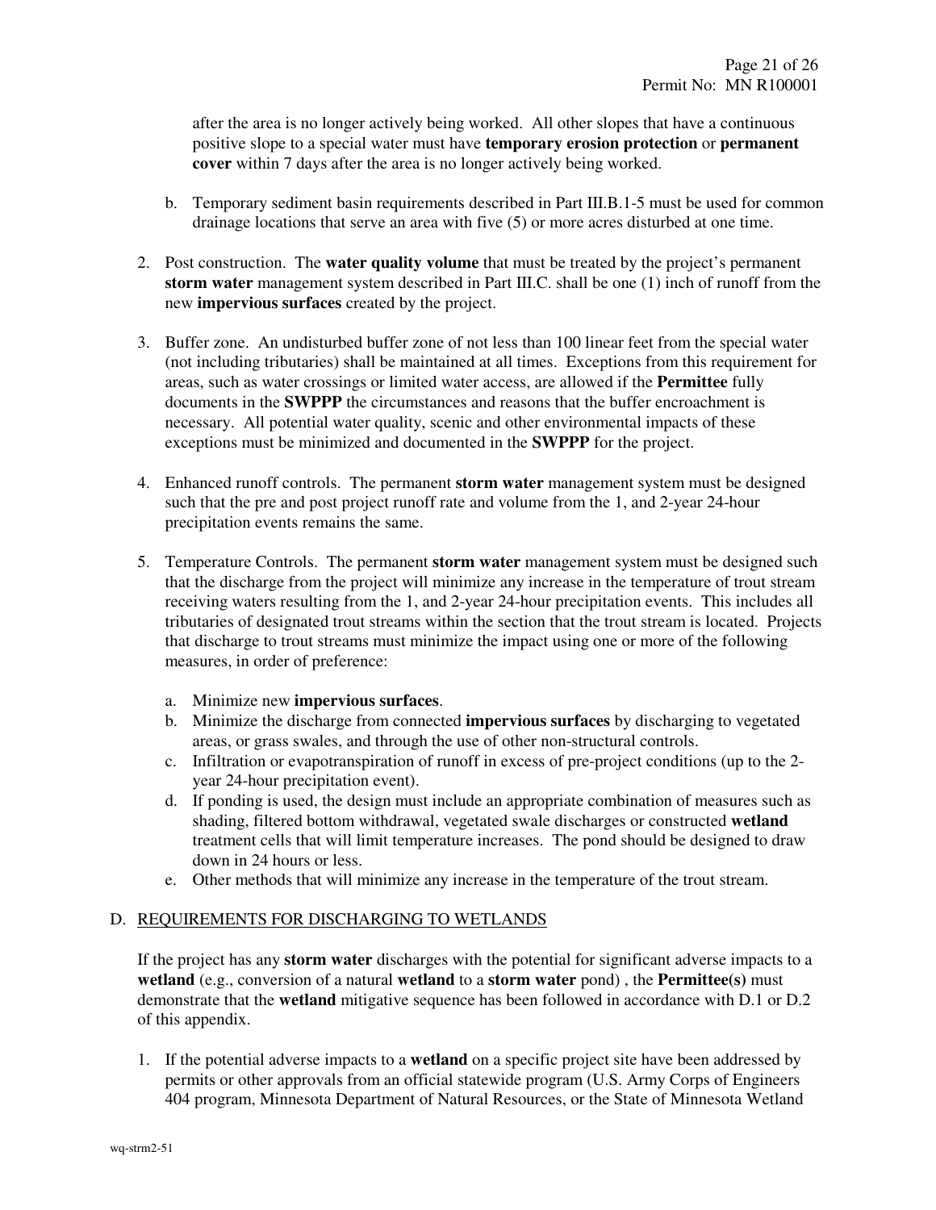after the area is no longer actively being worked. All other slopes that have a continuous positive slope to a special water must have **temporary erosion protection** or **permanent cover** within 7 days after the area is no longer actively being worked.

b. Temporary sediment basin requirements described in Part III.B.1-5 must be used for common drainage locations that serve an area with five (5) or more acres disturbed at one time.

2. Post construction. The **water quality volume** that must be treated by the project's permanent **storm water** management system described in Part III.C. shall be one (1) inch of runoff from the new **impervious surfaces** created by the project.

3. Buffer zone. An undisturbed buffer zone of not less than 100 linear feet from the special water (not including tributaries) shall be maintained at all times. Exceptions from this requirement for areas, such as water crossings or limited water access, are allowed if the **Permittee** fully documents in the **SWPPP** the circumstances and reasons that the buffer encroachment is necessary. All potential water quality, scenic and other environmental impacts of these exceptions must be minimized and documented in the **SWPPP** for the project.

4. Enhanced runoff controls. The permanent **storm water** management system must be designed such that the pre and post project runoff rate and volume from the 1, and 2-year 24-hour precipitation events remains the same.

5. Temperature Controls. The permanent **storm water** management system must be designed such that the discharge from the project will minimize any increase in the temperature of trout stream receiving waters resulting from the 1, and 2-year 24-hour precipitation events. This includes all tributaries of designated trout streams within the section that the trout stream is located. Projects that discharge to trout streams must minimize the impact using one or more of the following measures, in order of preference:

   a. Minimize new **impervious surfaces**.
   b. Minimize the discharge from connected **impervious surfaces** by discharging to vegetated areas, or grass swales, and through the use of other non-structural controls.
   c. Infiltration or evapotranspiration of runoff in excess of pre-project conditions (up to the 2-year 24-hour precipitation event).
   d. If ponding is used, the design must include an appropriate combination of measures such as shading, filtered bottom withdrawal, vegetated swale discharges or constructed **wetland** treatment cells that will limit temperature increases. The pond should be designed to draw down in 24 hours or less.
   e. Other methods that will minimize any increase in the temperature of the trout stream.

D. <u>REQUIREMENTS FOR DISCHARGING TO WETLANDS</u>

If the project has any **storm water** discharges with the potential for significant adverse impacts to a **wetland** (e.g., conversion of a natural **wetland** to a **storm water** pond) , the **Permittee(s)** must demonstrate that the **wetland** mitigative sequence has been followed in accordance with D.1 or D.2 of this appendix.

1. If the potential adverse impacts to a **wetland** on a specific project site have been addressed by permits or other approvals from an official statewide program (U.S. Army Corps of Engineers 404 program, Minnesota Department of Natural Resources, or the State of Minnesota Wetland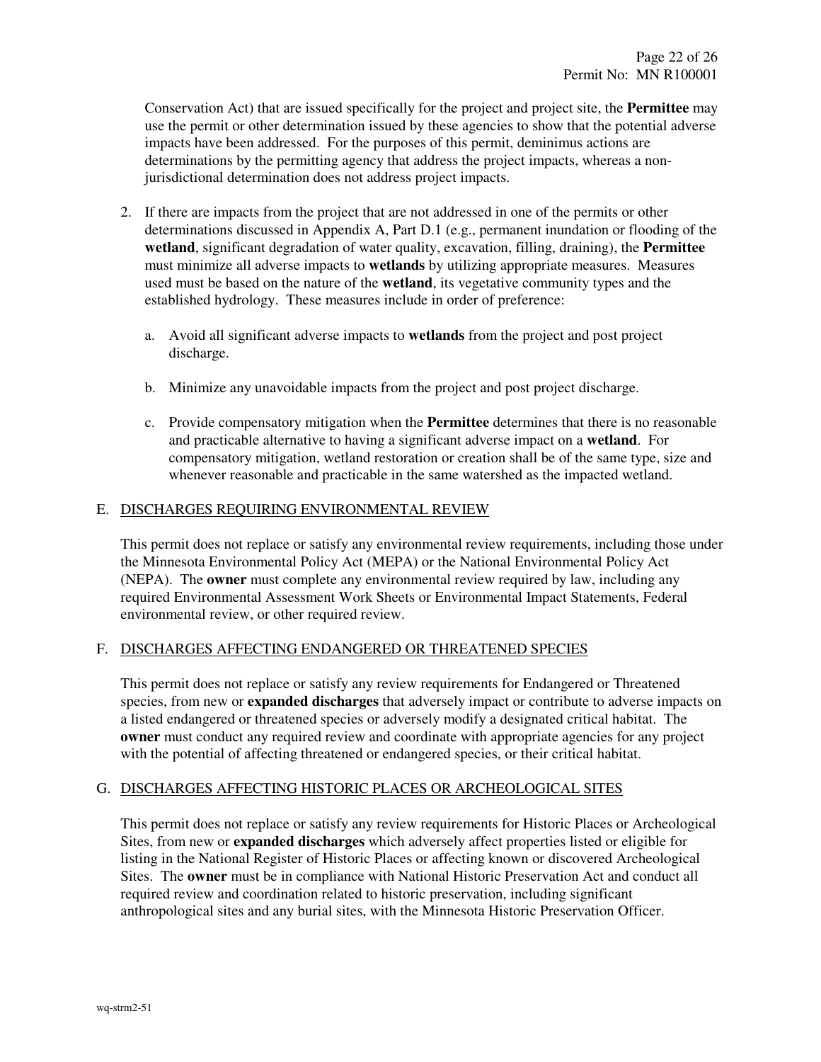Conservation Act) that are issued specifically for the project and project site, the **Permittee** may use the permit or other determination issued by these agencies to show that the potential adverse impacts have been addressed. For the purposes of this permit, deminimus actions are determinations by the permitting agency that address the project impacts, whereas a non-jurisdictional determination does not address project impacts.

2. If there are impacts from the project that are not addressed in one of the permits or other determinations discussed in Appendix A, Part D.1 (e.g., permanent inundation or flooding of the **wetland**, significant degradation of water quality, excavation, filling, draining), the **Permittee** must minimize all adverse impacts to **wetlands** by utilizing appropriate measures. Measures used must be based on the nature of the **wetland**, its vegetative community types and the established hydrology. These measures include in order of preference:

   a. Avoid all significant adverse impacts to **wetlands** from the project and post project discharge.

   b. Minimize any unavoidable impacts from the project and post project discharge.

   c. Provide compensatory mitigation when the **Permittee** determines that there is no reasonable and practicable alternative to having a significant adverse impact on a **wetland**. For compensatory mitigation, wetland restoration or creation shall be of the same type, size and whenever reasonable and practicable in the same watershed as the impacted wetland.

## E. DISCHARGES REQUIRING ENVIRONMENTAL REVIEW

This permit does not replace or satisfy any environmental review requirements, including those under the Minnesota Environmental Policy Act (MEPA) or the National Environmental Policy Act (NEPA). The **owner** must complete any environmental review required by law, including any required Environmental Assessment Work Sheets or Environmental Impact Statements, Federal environmental review, or other required review.

## F. DISCHARGES AFFECTING ENDANGERED OR THREATENED SPECIES

This permit does not replace or satisfy any review requirements for Endangered or Threatened species, from new or **expanded discharges** that adversely impact or contribute to adverse impacts on a listed endangered or threatened species or adversely modify a designated critical habitat. The **owner** must conduct any required review and coordinate with appropriate agencies for any project with the potential of affecting threatened or endangered species, or their critical habitat.

## G. DISCHARGES AFFECTING HISTORIC PLACES OR ARCHEOLOGICAL SITES

This permit does not replace or satisfy any review requirements for Historic Places or Archeological Sites, from new or **expanded discharges** which adversely affect properties listed or eligible for listing in the National Register of Historic Places or affecting known or discovered Archeological Sites. The **owner** must be in compliance with National Historic Preservation Act and conduct all required review and coordination related to historic preservation, including significant anthropological sites and any burial sites, with the Minnesota Historic Preservation Officer.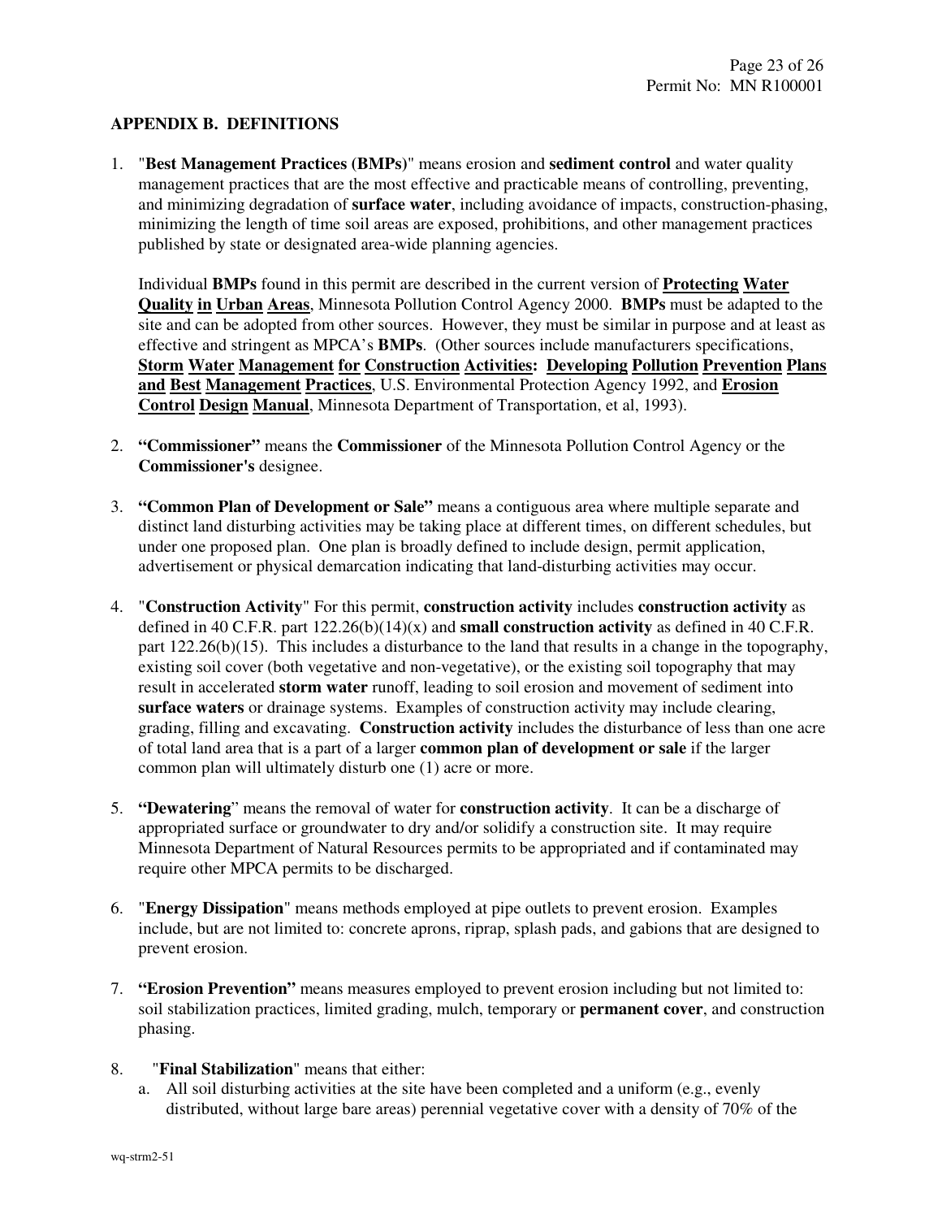## APPENDIX B. DEFINITIONS

1. "**Best Management Practices (BMPs)**" means erosion and **sediment control** and water quality management practices that are the most effective and practicable means of controlling, preventing, and minimizing degradation of **surface water**, including avoidance of impacts, construction-phasing, minimizing the length of time soil areas are exposed, prohibitions, and other management practices published by state or designated area-wide planning agencies.

   Individual **BMPs** found in this permit are described in the current version of **Protecting Water Quality in Urban Areas**, Minnesota Pollution Control Agency 2000. **BMPs** must be adapted to the site and can be adopted from other sources. However, they must be similar in purpose and at least as effective and stringent as MPCA's **BMPs**. (Other sources include manufacturers specifications, **Storm Water Management for Construction Activities: Developing Pollution Prevention Plans and Best Management Practices**, U.S. Environmental Protection Agency 1992, and **Erosion Control Design Manual**, Minnesota Department of Transportation, et al, 1993).

2. **"Commissioner"** means the **Commissioner** of the Minnesota Pollution Control Agency or the **Commissioner's** designee.

3. **"Common Plan of Development or Sale"** means a contiguous area where multiple separate and distinct land disturbing activities may be taking place at different times, on different schedules, but under one proposed plan. One plan is broadly defined to include design, permit application, advertisement or physical demarcation indicating that land-disturbing activities may occur.

4. "**Construction Activity**" For this permit, **construction activity** includes **construction activity** as defined in 40 C.F.R. part 122.26(b)(14)(x) and **small construction activity** as defined in 40 C.F.R. part 122.26(b)(15). This includes a disturbance to the land that results in a change in the topography, existing soil cover (both vegetative and non-vegetative), or the existing soil topography that may result in accelerated **storm water** runoff, leading to soil erosion and movement of sediment into **surface waters** or drainage systems. Examples of construction activity may include clearing, grading, filling and excavating. **Construction activity** includes the disturbance of less than one acre of total land area that is a part of a larger **common plan of development or sale** if the larger common plan will ultimately disturb one (1) acre or more.

5. **"Dewatering"** means the removal of water for **construction activity**. It can be a discharge of appropriated surface or groundwater to dry and/or solidify a construction site. It may require Minnesota Department of Natural Resources permits to be appropriated and if contaminated may require other MPCA permits to be discharged.

6. "**Energy Dissipation**" means methods employed at pipe outlets to prevent erosion. Examples include, but are not limited to: concrete aprons, riprap, splash pads, and gabions that are designed to prevent erosion.

7. **"Erosion Prevention"** means measures employed to prevent erosion including but not limited to: soil stabilization practices, limited grading, mulch, temporary or **permanent cover**, and construction phasing.

8. "**Final Stabilization**" means that either:
   a. All soil disturbing activities at the site have been completed and a uniform (e.g., evenly distributed, without large bare areas) perennial vegetative cover with a density of 70% of the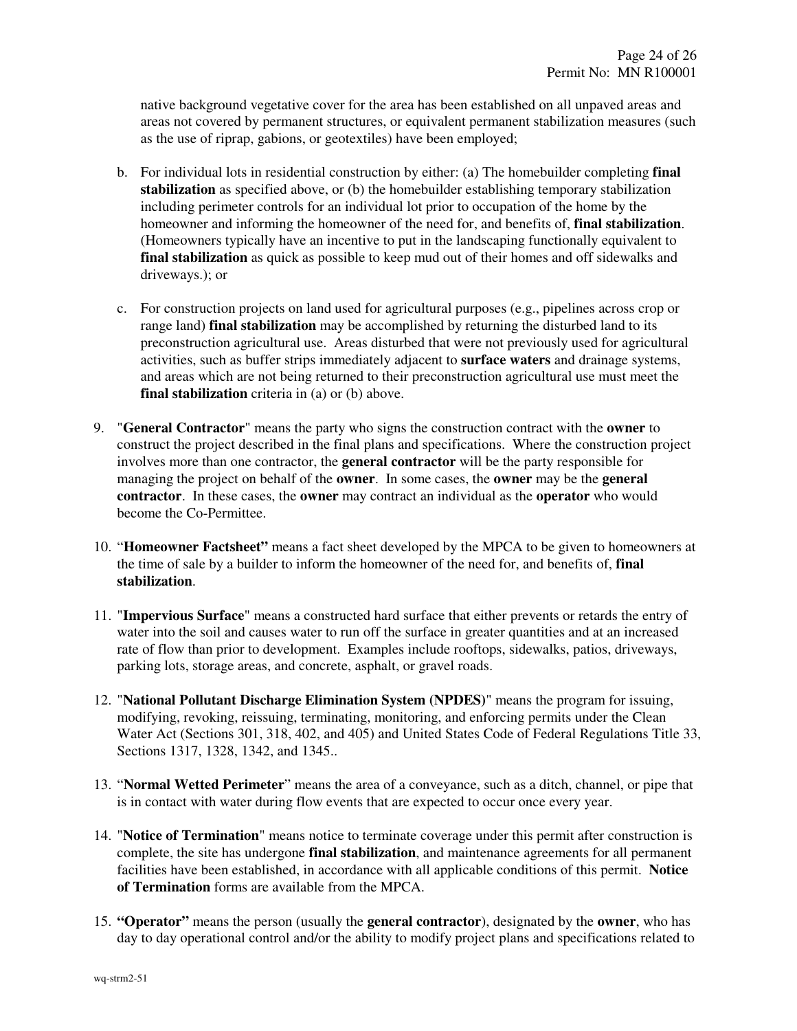native background vegetative cover for the area has been established on all unpaved areas and areas not covered by permanent structures, or equivalent permanent stabilization measures (such as the use of riprap, gabions, or geotextiles) have been employed;

b. For individual lots in residential construction by either: (a) The homebuilder completing **final stabilization** as specified above, or (b) the homebuilder establishing temporary stabilization including perimeter controls for an individual lot prior to occupation of the home by the homeowner and informing the homeowner of the need for, and benefits of, **final stabilization**. (Homeowners typically have an incentive to put in the landscaping functionally equivalent to **final stabilization** as quick as possible to keep mud out of their homes and off sidewalks and driveways.); or

c. For construction projects on land used for agricultural purposes (e.g., pipelines across crop or range land) **final stabilization** may be accomplished by returning the disturbed land to its preconstruction agricultural use. Areas disturbed that were not previously used for agricultural activities, such as buffer strips immediately adjacent to **surface waters** and drainage systems, and areas which are not being returned to their preconstruction agricultural use must meet the **final stabilization** criteria in (a) or (b) above.

9. "**General Contractor**" means the party who signs the construction contract with the **owner** to construct the project described in the final plans and specifications. Where the construction project involves more than one contractor, the **general contractor** will be the party responsible for managing the project on behalf of the **owner**. In some cases, the **owner** may be the **general contractor**. In these cases, the **owner** may contract an individual as the **operator** who would become the Co-Permittee.

10. "**Homeowner Factsheet"** means a fact sheet developed by the MPCA to be given to homeowners at the time of sale by a builder to inform the homeowner of the need for, and benefits of, **final stabilization**.

11. "**Impervious Surface**" means a constructed hard surface that either prevents or retards the entry of water into the soil and causes water to run off the surface in greater quantities and at an increased rate of flow than prior to development. Examples include rooftops, sidewalks, patios, driveways, parking lots, storage areas, and concrete, asphalt, or gravel roads.

12. "**National Pollutant Discharge Elimination System (NPDES)**" means the program for issuing, modifying, revoking, reissuing, terminating, monitoring, and enforcing permits under the Clean Water Act (Sections 301, 318, 402, and 405) and United States Code of Federal Regulations Title 33, Sections 1317, 1328, 1342, and 1345..

13. "**Normal Wetted Perimeter**" means the area of a conveyance, such as a ditch, channel, or pipe that is in contact with water during flow events that are expected to occur once every year.

14. "**Notice of Termination**" means notice to terminate coverage under this permit after construction is complete, the site has undergone **final stabilization**, and maintenance agreements for all permanent facilities have been established, in accordance with all applicable conditions of this permit. **Notice of Termination** forms are available from the MPCA.

15. **"Operator"** means the person (usually the **general contractor**), designated by the **owner**, who has day to day operational control and/or the ability to modify project plans and specifications related to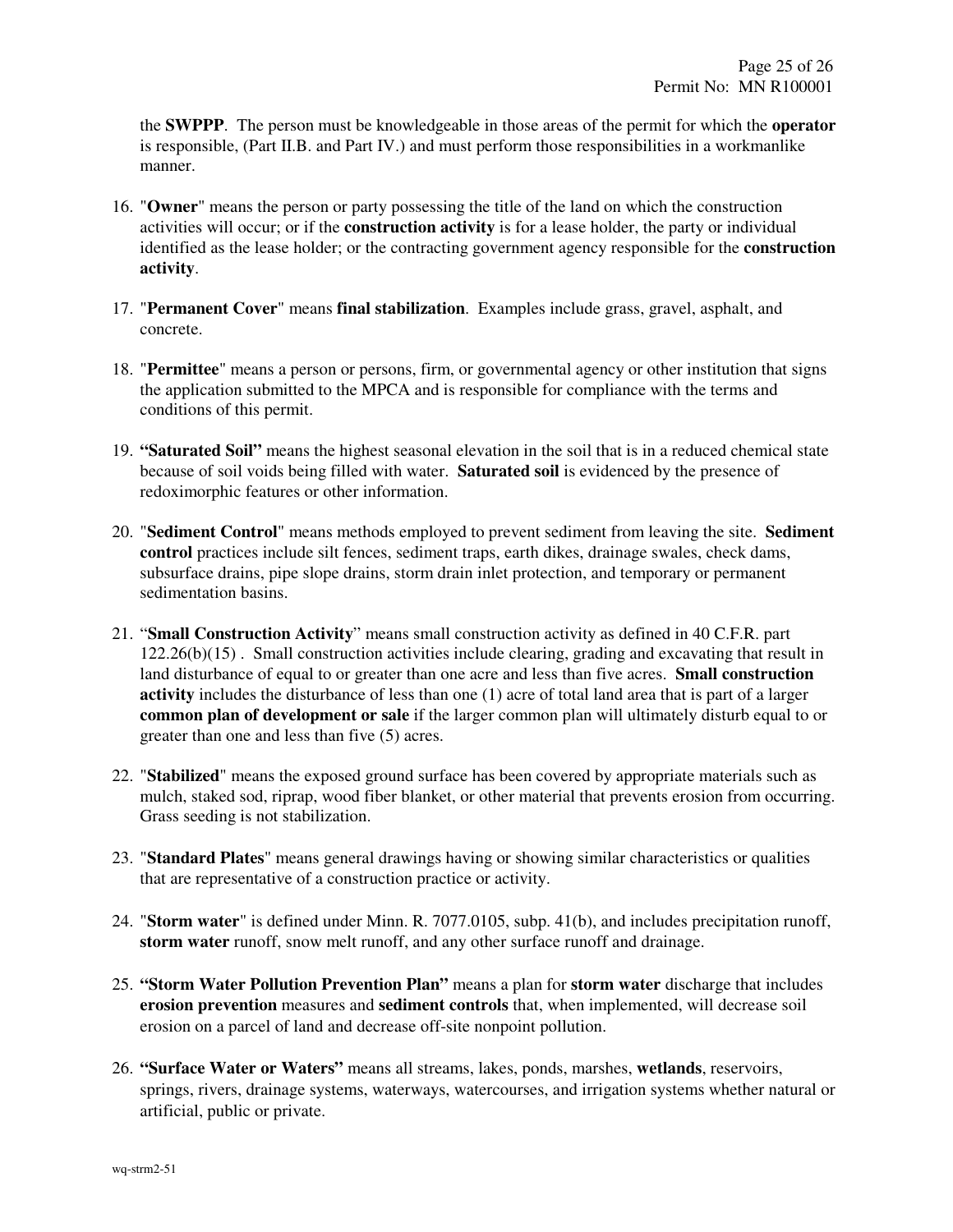the **SWPPP**. The person must be knowledgeable in those areas of the permit for which the **operator** is responsible, (Part II.B. and Part IV.) and must perform those responsibilities in a workmanlike manner.

16. "**Owner**" means the person or party possessing the title of the land on which the construction activities will occur; or if the **construction activity** is for a lease holder, the party or individual identified as the lease holder; or the contracting government agency responsible for the **construction activity**.

17. "**Permanent Cover**" means **final stabilization**. Examples include grass, gravel, asphalt, and concrete.

18. "**Permittee**" means a person or persons, firm, or governmental agency or other institution that signs the application submitted to the MPCA and is responsible for compliance with the terms and conditions of this permit.

19. **"Saturated Soil"** means the highest seasonal elevation in the soil that is in a reduced chemical state because of soil voids being filled with water. **Saturated soil** is evidenced by the presence of redoximorphic features or other information.

20. "**Sediment Control**" means methods employed to prevent sediment from leaving the site. **Sediment control** practices include silt fences, sediment traps, earth dikes, drainage swales, check dams, subsurface drains, pipe slope drains, storm drain inlet protection, and temporary or permanent sedimentation basins.

21. "**Small Construction Activity**" means small construction activity as defined in 40 C.F.R. part 122.26(b)(15) . Small construction activities include clearing, grading and excavating that result in land disturbance of equal to or greater than one acre and less than five acres. **Small construction activity** includes the disturbance of less than one (1) acre of total land area that is part of a larger **common plan of development or sale** if the larger common plan will ultimately disturb equal to or greater than one and less than five (5) acres.

22. "**Stabilized**" means the exposed ground surface has been covered by appropriate materials such as mulch, staked sod, riprap, wood fiber blanket, or other material that prevents erosion from occurring. Grass seeding is not stabilization.

23. "**Standard Plates**" means general drawings having or showing similar characteristics or qualities that are representative of a construction practice or activity.

24. "**Storm water**" is defined under Minn. R. 7077.0105, subp. 41(b), and includes precipitation runoff, **storm water** runoff, snow melt runoff, and any other surface runoff and drainage.

25. **"Storm Water Pollution Prevention Plan"** means a plan for **storm water** discharge that includes **erosion prevention** measures and **sediment controls** that, when implemented, will decrease soil erosion on a parcel of land and decrease off-site nonpoint pollution.

26. **"Surface Water or Waters"** means all streams, lakes, ponds, marshes, **wetlands**, reservoirs, springs, rivers, drainage systems, waterways, watercourses, and irrigation systems whether natural or artificial, public or private.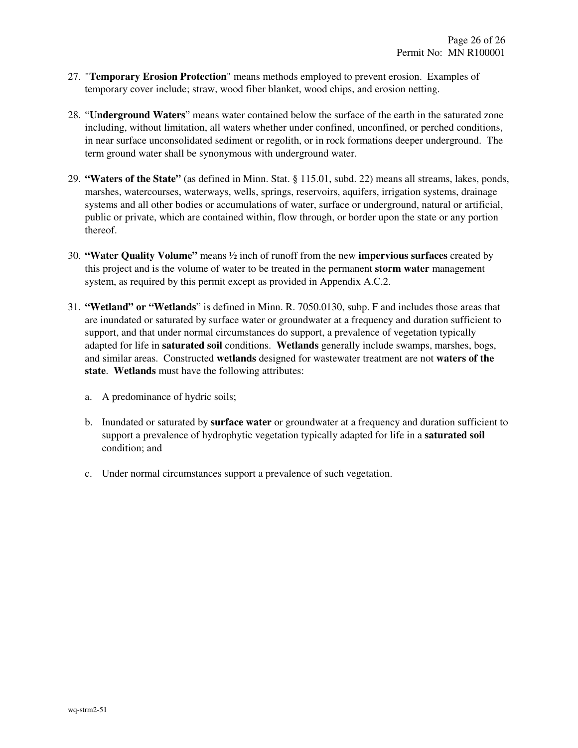27. "**Temporary Erosion Protection**" means methods employed to prevent erosion. Examples of temporary cover include; straw, wood fiber blanket, wood chips, and erosion netting.

28. "**Underground Waters**" means water contained below the surface of the earth in the saturated zone including, without limitation, all waters whether under confined, unconfined, or perched conditions, in near surface unconsolidated sediment or regolith, or in rock formations deeper underground. The term ground water shall be synonymous with underground water.

29. **"Waters of the State"** (as defined in Minn. Stat. § 115.01, subd. 22) means all streams, lakes, ponds, marshes, watercourses, waterways, wells, springs, reservoirs, aquifers, irrigation systems, drainage systems and all other bodies or accumulations of water, surface or underground, natural or artificial, public or private, which are contained within, flow through, or border upon the state or any portion thereof.

30. **"Water Quality Volume"** means ½ inch of runoff from the new **impervious surfaces** created by this project and is the volume of water to be treated in the permanent **storm water** management system, as required by this permit except as provided in Appendix A.C.2.

31. **"Wetland" or "Wetlands**" is defined in Minn. R. 7050.0130, subp. F and includes those areas that are inundated or saturated by surface water or groundwater at a frequency and duration sufficient to support, and that under normal circumstances do support, a prevalence of vegetation typically adapted for life in **saturated soil** conditions. **Wetlands** generally include swamps, marshes, bogs, and similar areas. Constructed **wetlands** designed for wastewater treatment are not **waters of the state**. **Wetlands** must have the following attributes:

    a. A predominance of hydric soils;

    b. Inundated or saturated by **surface water** or groundwater at a frequency and duration sufficient to support a prevalence of hydrophytic vegetation typically adapted for life in a **saturated soil** condition; and

    c. Under normal circumstances support a prevalence of such vegetation.

wq-strm2-51